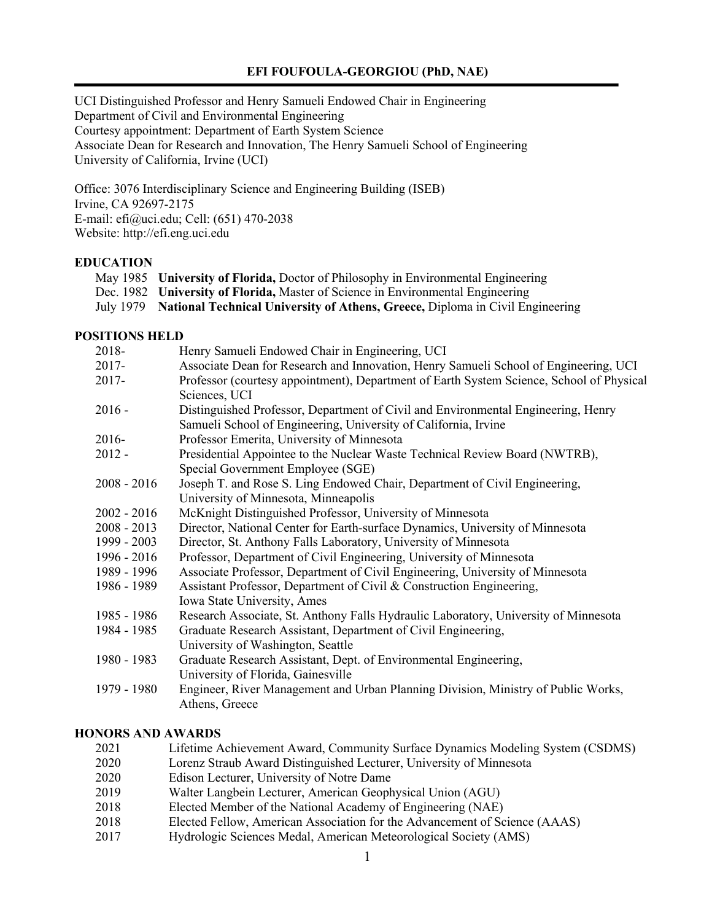# EFI FOUFOULA-GEORGIOU (PhD, NAE)

UCI Distinguished Professor and Henry Samueli Endowed Chair in Engineering
Department of Civil and Environmental Engineering
Courtesy appointment: Department of Earth System Science
Associate Dean for Research and Innovation, The Henry Samueli School of Engineering
University of California, Irvine (UCI)

Office: 3076 Interdisciplinary Science and Engineering Building (ISEB)
Irvine, CA 92697-2175
E-mail: efi@uci.edu; Cell: (651) 470-2038
Website: http://efi.eng.uci.edu

## EDUCATION

- May 1985 **University of Florida,** Doctor of Philosophy in Environmental Engineering
- Dec. 1982 **University of Florida,** Master of Science in Environmental Engineering
- July 1979 **National Technical University of Athens, Greece,** Diploma in Civil Engineering

## POSITIONS HELD

- 2018- Henry Samueli Endowed Chair in Engineering, UCI
- 2017- Associate Dean for Research and Innovation, Henry Samueli School of Engineering, UCI
- 2017- Professor (courtesy appointment), Department of Earth System Science, School of Physical Sciences, UCI
- 2016 - Distinguished Professor, Department of Civil and Environmental Engineering, Henry Samueli School of Engineering, University of California, Irvine
- 2016- Professor Emerita, University of Minnesota
- 2012 - Presidential Appointee to the Nuclear Waste Technical Review Board (NWTRB), Special Government Employee (SGE)
- 2008 - 2016 Joseph T. and Rose S. Ling Endowed Chair, Department of Civil Engineering, University of Minnesota, Minneapolis
- 2002 - 2016 McKnight Distinguished Professor, University of Minnesota
- 2008 - 2013 Director, National Center for Earth-surface Dynamics, University of Minnesota
- 1999 - 2003 Director, St. Anthony Falls Laboratory, University of Minnesota
- 1996 - 2016 Professor, Department of Civil Engineering, University of Minnesota
- 1989 - 1996 Associate Professor, Department of Civil Engineering, University of Minnesota
- 1986 - 1989 Assistant Professor, Department of Civil & Construction Engineering, Iowa State University, Ames
- 1985 - 1986 Research Associate, St. Anthony Falls Hydraulic Laboratory, University of Minnesota
- 1984 - 1985 Graduate Research Assistant, Department of Civil Engineering, University of Washington, Seattle
- 1980 - 1983 Graduate Research Assistant, Dept. of Environmental Engineering, University of Florida, Gainesville
- 1979 - 1980 Engineer, River Management and Urban Planning Division, Ministry of Public Works, Athens, Greece

## HONORS AND AWARDS

- 2021 Lifetime Achievement Award, Community Surface Dynamics Modeling System (CSDMS)
- 2020 Lorenz Straub Award Distinguished Lecturer, University of Minnesota
- 2020 Edison Lecturer, University of Notre Dame
- 2019 Walter Langbein Lecturer, American Geophysical Union (AGU)
- 2018 Elected Member of the National Academy of Engineering (NAE)
- 2018 Elected Fellow, American Association for the Advancement of Science (AAAS)
- 2017 Hydrologic Sciences Medal, American Meteorological Society (AMS)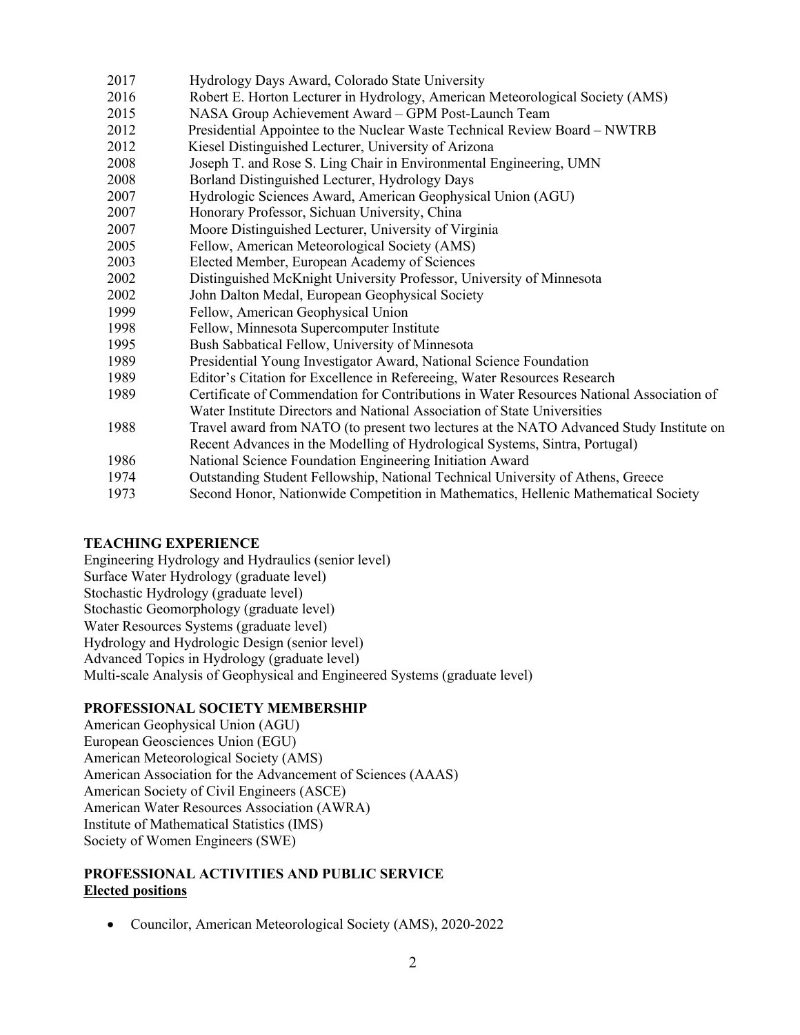| | |
|---|---|
| 2017 | Hydrology Days Award, Colorado State University |
| 2016 | Robert E. Horton Lecturer in Hydrology, American Meteorological Society (AMS) |
| 2015 | NASA Group Achievement Award – GPM Post-Launch Team |
| 2012 | Presidential Appointee to the Nuclear Waste Technical Review Board – NWTRB |
| 2012 | Kiesel Distinguished Lecturer, University of Arizona |
| 2008 | Joseph T. and Rose S. Ling Chair in Environmental Engineering, UMN |
| 2008 | Borland Distinguished Lecturer, Hydrology Days |
| 2007 | Hydrologic Sciences Award, American Geophysical Union (AGU) |
| 2007 | Honorary Professor, Sichuan University, China |
| 2007 | Moore Distinguished Lecturer, University of Virginia |
| 2005 | Fellow, American Meteorological Society (AMS) |
| 2003 | Elected Member, European Academy of Sciences |
| 2002 | Distinguished McKnight University Professor, University of Minnesota |
| 2002 | John Dalton Medal, European Geophysical Society |
| 1999 | Fellow, American Geophysical Union |
| 1998 | Fellow, Minnesota Supercomputer Institute |
| 1995 | Bush Sabbatical Fellow, University of Minnesota |
| 1989 | Presidential Young Investigator Award, National Science Foundation |
| 1989 | Editor's Citation for Excellence in Refereeing, Water Resources Research |
| 1989 | Certificate of Commendation for Contributions in Water Resources National Association of Water Institute Directors and National Association of State Universities |
| 1988 | Travel award from NATO (to present two lectures at the NATO Advanced Study Institute on Recent Advances in the Modelling of Hydrological Systems, Sintra, Portugal) |
| 1986 | National Science Foundation Engineering Initiation Award |
| 1974 | Outstanding Student Fellowship, National Technical University of Athens, Greece |
| 1973 | Second Honor, Nationwide Competition in Mathematics, Hellenic Mathematical Society |

## TEACHING EXPERIENCE

Engineering Hydrology and Hydraulics (senior level)
Surface Water Hydrology (graduate level)
Stochastic Hydrology (graduate level)
Stochastic Geomorphology (graduate level)
Water Resources Systems (graduate level)
Hydrology and Hydrologic Design (senior level)
Advanced Topics in Hydrology (graduate level)
Multi-scale Analysis of Geophysical and Engineered Systems (graduate level)

## PROFESSIONAL SOCIETY MEMBERSHIP

American Geophysical Union (AGU)
European Geosciences Union (EGU)
American Meteorological Society (AMS)
American Association for the Advancement of Sciences (AAAS)
American Society of Civil Engineers (ASCE)
American Water Resources Association (AWRA)
Institute of Mathematical Statistics (IMS)
Society of Women Engineers (SWE)

## PROFESSIONAL ACTIVITIES AND PUBLIC SERVICE

### Elected positions

- Councilor, American Meteorological Society (AMS), 2020-2022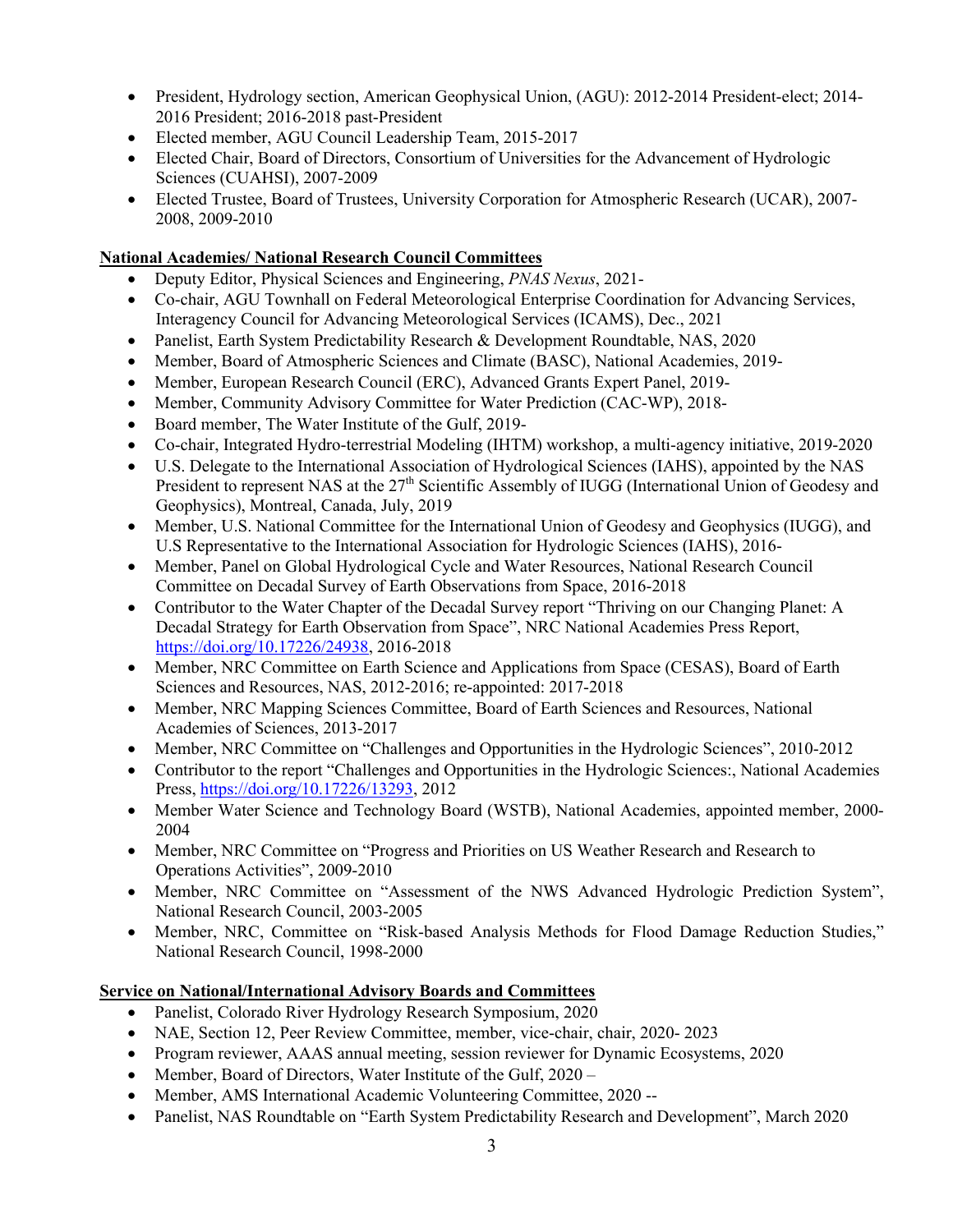- President, Hydrology section, American Geophysical Union, (AGU): 2012-2014 President-elect; 2014-2016 President; 2016-2018 past-President
- Elected member, AGU Council Leadership Team, 2015-2017
- Elected Chair, Board of Directors, Consortium of Universities for the Advancement of Hydrologic Sciences (CUAHSI), 2007-2009
- Elected Trustee, Board of Trustees, University Corporation for Atmospheric Research (UCAR), 2007-2008, 2009-2010

**National Academies/ National Research Council Committees**

- Deputy Editor, Physical Sciences and Engineering, *PNAS Nexus*, 2021-
- Co-chair, AGU Townhall on Federal Meteorological Enterprise Coordination for Advancing Services, Interagency Council for Advancing Meteorological Services (ICAMS), Dec., 2021
- Panelist, Earth System Predictability Research & Development Roundtable, NAS, 2020
- Member, Board of Atmospheric Sciences and Climate (BASC), National Academies, 2019-
- Member, European Research Council (ERC), Advanced Grants Expert Panel, 2019-
- Member, Community Advisory Committee for Water Prediction (CAC-WP), 2018-
- Board member, The Water Institute of the Gulf, 2019-
- Co-chair, Integrated Hydro-terrestrial Modeling (IHTM) workshop, a multi-agency initiative, 2019-2020
- U.S. Delegate to the International Association of Hydrological Sciences (IAHS), appointed by the NAS President to represent NAS at the 27th Scientific Assembly of IUGG (International Union of Geodesy and Geophysics), Montreal, Canada, July, 2019
- Member, U.S. National Committee for the International Union of Geodesy and Geophysics (IUGG), and U.S Representative to the International Association for Hydrologic Sciences (IAHS), 2016-
- Member, Panel on Global Hydrological Cycle and Water Resources, National Research Council Committee on Decadal Survey of Earth Observations from Space, 2016-2018
- Contributor to the Water Chapter of the Decadal Survey report "Thriving on our Changing Planet: A Decadal Strategy for Earth Observation from Space", NRC National Academies Press Report, https://doi.org/10.17226/24938, 2016-2018
- Member, NRC Committee on Earth Science and Applications from Space (CESAS), Board of Earth Sciences and Resources, NAS, 2012-2016; re-appointed: 2017-2018
- Member, NRC Mapping Sciences Committee, Board of Earth Sciences and Resources, National Academies of Sciences, 2013-2017
- Member, NRC Committee on "Challenges and Opportunities in the Hydrologic Sciences", 2010-2012
- Contributor to the report "Challenges and Opportunities in the Hydrologic Sciences:, National Academies Press, https://doi.org/10.17226/13293, 2012
- Member Water Science and Technology Board (WSTB), National Academies, appointed member, 2000-2004
- Member, NRC Committee on "Progress and Priorities on US Weather Research and Research to Operations Activities", 2009-2010
- Member, NRC Committee on "Assessment of the NWS Advanced Hydrologic Prediction System", National Research Council, 2003-2005
- Member, NRC, Committee on "Risk-based Analysis Methods for Flood Damage Reduction Studies," National Research Council, 1998-2000

**Service on National/International Advisory Boards and Committees**

- Panelist, Colorado River Hydrology Research Symposium, 2020
- NAE, Section 12, Peer Review Committee, member, vice-chair, chair, 2020- 2023
- Program reviewer, AAAS annual meeting, session reviewer for Dynamic Ecosystems, 2020
- Member, Board of Directors, Water Institute of the Gulf, 2020 –
- Member, AMS International Academic Volunteering Committee, 2020 --
- Panelist, NAS Roundtable on "Earth System Predictability Research and Development", March 2020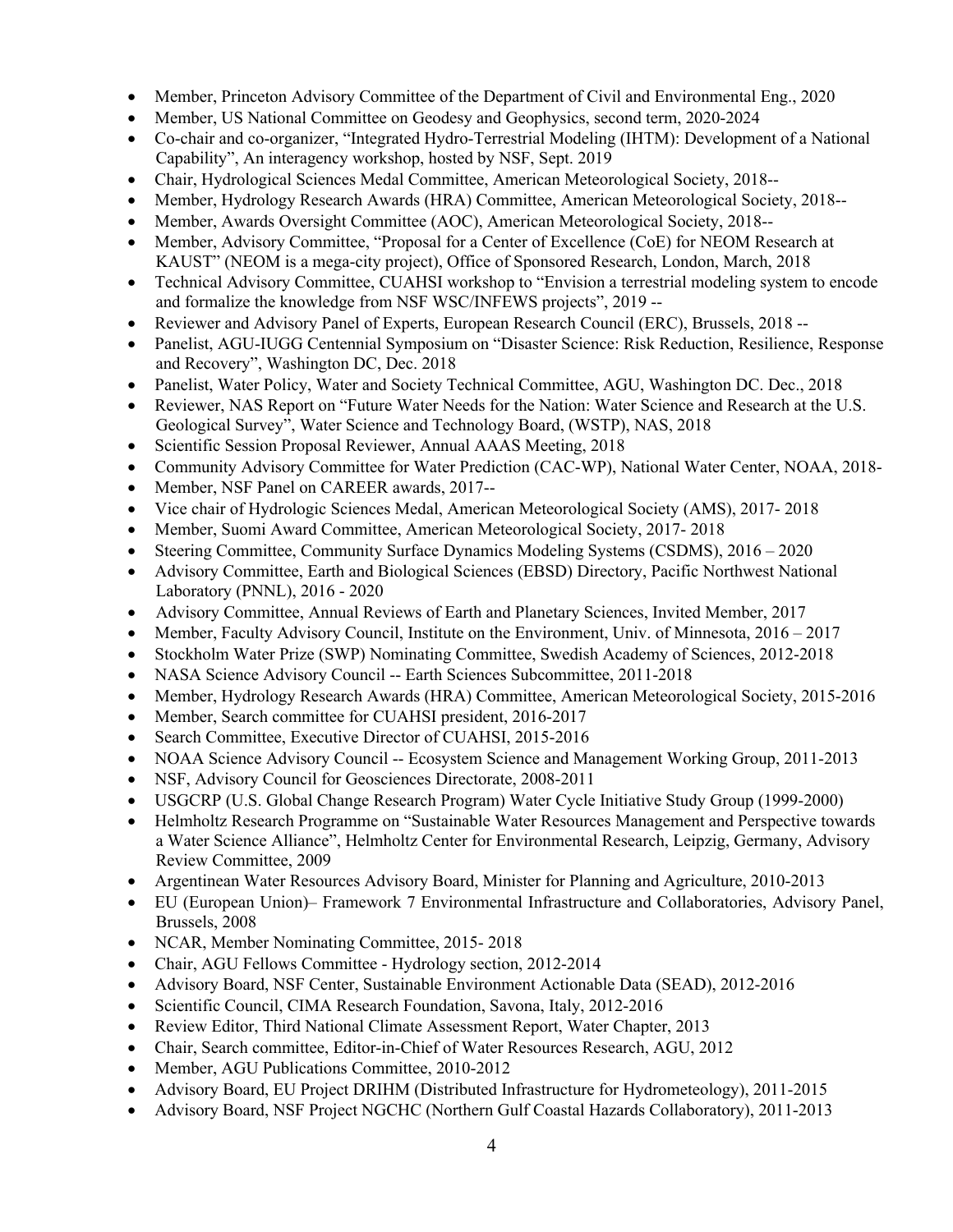- Member, Princeton Advisory Committee of the Department of Civil and Environmental Eng., 2020
- Member, US National Committee on Geodesy and Geophysics, second term, 2020-2024
- Co-chair and co-organizer, "Integrated Hydro-Terrestrial Modeling (IHTM): Development of a National Capability", An interagency workshop, hosted by NSF, Sept. 2019
- Chair, Hydrological Sciences Medal Committee, American Meteorological Society, 2018--
- Member, Hydrology Research Awards (HRA) Committee, American Meteorological Society, 2018--
- Member, Awards Oversight Committee (AOC), American Meteorological Society, 2018--
- Member, Advisory Committee, "Proposal for a Center of Excellence (CoE) for NEOM Research at KAUST" (NEOM is a mega-city project), Office of Sponsored Research, London, March, 2018
- Technical Advisory Committee, CUAHSI workshop to "Envision a terrestrial modeling system to encode and formalize the knowledge from NSF WSC/INFEWS projects", 2019 --
- Reviewer and Advisory Panel of Experts, European Research Council (ERC), Brussels, 2018 --
- Panelist, AGU-IUGG Centennial Symposium on "Disaster Science: Risk Reduction, Resilience, Response and Recovery", Washington DC, Dec. 2018
- Panelist, Water Policy, Water and Society Technical Committee, AGU, Washington DC. Dec., 2018
- Reviewer, NAS Report on "Future Water Needs for the Nation: Water Science and Research at the U.S. Geological Survey", Water Science and Technology Board, (WSTP), NAS, 2018
- Scientific Session Proposal Reviewer, Annual AAAS Meeting, 2018
- Community Advisory Committee for Water Prediction (CAC-WP), National Water Center, NOAA, 2018-
- Member, NSF Panel on CAREER awards, 2017--
- Vice chair of Hydrologic Sciences Medal, American Meteorological Society (AMS), 2017- 2018
- Member, Suomi Award Committee, American Meteorological Society, 2017- 2018
- Steering Committee, Community Surface Dynamics Modeling Systems (CSDMS), 2016 – 2020
- Advisory Committee, Earth and Biological Sciences (EBSD) Directory, Pacific Northwest National Laboratory (PNNL), 2016 - 2020
- Advisory Committee, Annual Reviews of Earth and Planetary Sciences, Invited Member, 2017
- Member, Faculty Advisory Council, Institute on the Environment, Univ. of Minnesota, 2016 – 2017
- Stockholm Water Prize (SWP) Nominating Committee, Swedish Academy of Sciences, 2012-2018
- NASA Science Advisory Council -- Earth Sciences Subcommittee, 2011-2018
- Member, Hydrology Research Awards (HRA) Committee, American Meteorological Society, 2015-2016
- Member, Search committee for CUAHSI president, 2016-2017
- Search Committee, Executive Director of CUAHSI, 2015-2016
- NOAA Science Advisory Council -- Ecosystem Science and Management Working Group, 2011-2013
- NSF, Advisory Council for Geosciences Directorate, 2008-2011
- USGCRP (U.S. Global Change Research Program) Water Cycle Initiative Study Group (1999-2000)
- Helmholtz Research Programme on "Sustainable Water Resources Management and Perspective towards a Water Science Alliance", Helmholtz Center for Environmental Research, Leipzig, Germany, Advisory Review Committee, 2009
- Argentinean Water Resources Advisory Board, Minister for Planning and Agriculture, 2010-2013
- EU (European Union)– Framework 7 Environmental Infrastructure and Collaboratories, Advisory Panel, Brussels, 2008
- NCAR, Member Nominating Committee, 2015- 2018
- Chair, AGU Fellows Committee - Hydrology section, 2012-2014
- Advisory Board, NSF Center, Sustainable Environment Actionable Data (SEAD), 2012-2016
- Scientific Council, CIMA Research Foundation, Savona, Italy, 2012-2016
- Review Editor, Third National Climate Assessment Report, Water Chapter, 2013
- Chair, Search committee, Editor-in-Chief of Water Resources Research, AGU, 2012
- Member, AGU Publications Committee, 2010-2012
- Advisory Board, EU Project DRIHM (Distributed Infrastructure for Hydrometeology), 2011-2015
- Advisory Board, NSF Project NGCHC (Northern Gulf Coastal Hazards Collaboratory), 2011-2013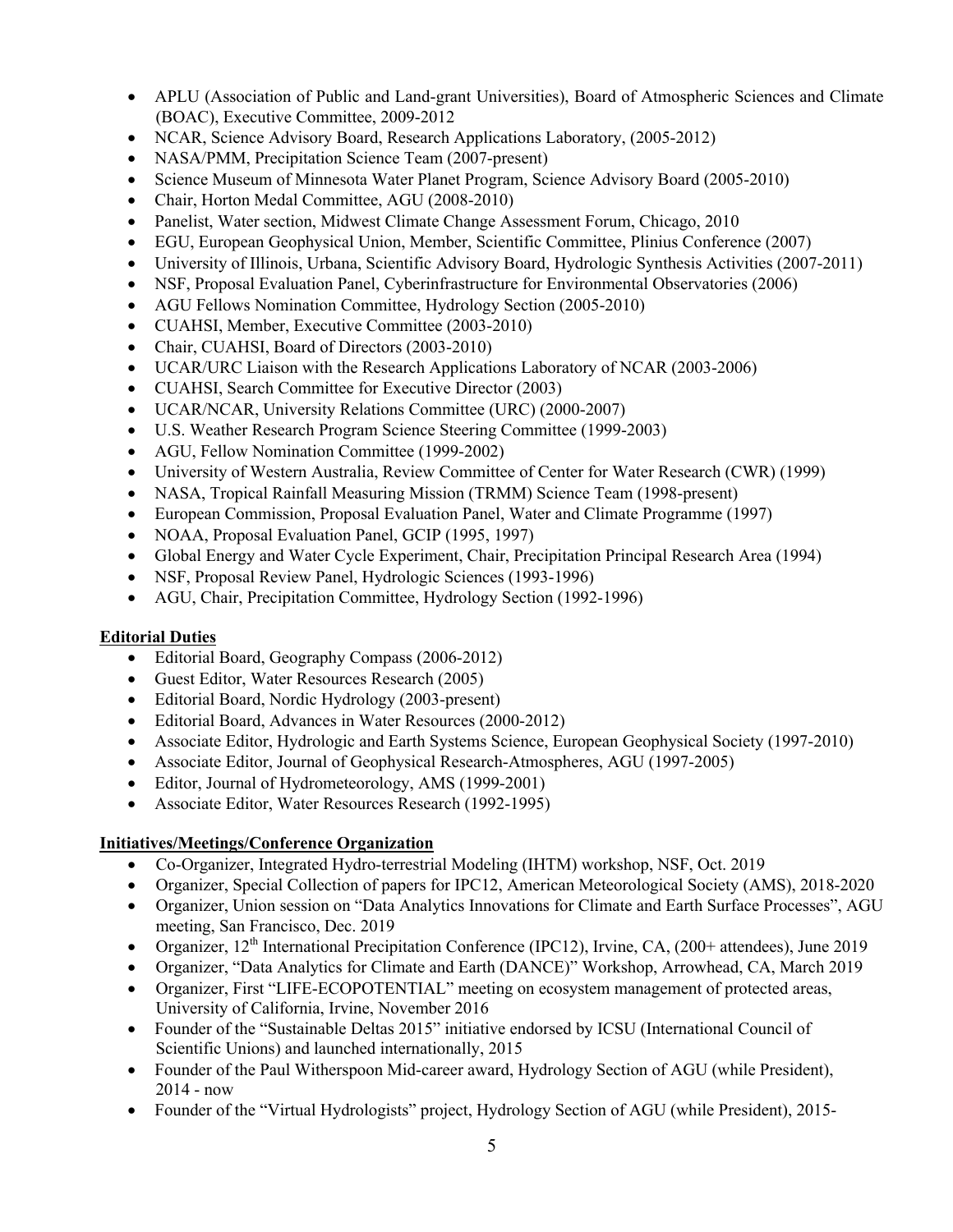- APLU (Association of Public and Land-grant Universities), Board of Atmospheric Sciences and Climate (BOAC), Executive Committee, 2009-2012
- NCAR, Science Advisory Board, Research Applications Laboratory, (2005-2012)
- NASA/PMM, Precipitation Science Team (2007-present)
- Science Museum of Minnesota Water Planet Program, Science Advisory Board (2005-2010)
- Chair, Horton Medal Committee, AGU (2008-2010)
- Panelist, Water section, Midwest Climate Change Assessment Forum, Chicago, 2010
- EGU, European Geophysical Union, Member, Scientific Committee, Plinius Conference (2007)
- University of Illinois, Urbana, Scientific Advisory Board, Hydrologic Synthesis Activities (2007-2011)
- NSF, Proposal Evaluation Panel, Cyberinfrastructure for Environmental Observatories (2006)
- AGU Fellows Nomination Committee, Hydrology Section (2005-2010)
- CUAHSI, Member, Executive Committee (2003-2010)
- Chair, CUAHSI, Board of Directors (2003-2010)
- UCAR/URC Liaison with the Research Applications Laboratory of NCAR (2003-2006)
- CUAHSI, Search Committee for Executive Director (2003)
- UCAR/NCAR, University Relations Committee (URC) (2000-2007)
- U.S. Weather Research Program Science Steering Committee (1999-2003)
- AGU, Fellow Nomination Committee (1999-2002)
- University of Western Australia, Review Committee of Center for Water Research (CWR) (1999)
- NASA, Tropical Rainfall Measuring Mission (TRMM) Science Team (1998-present)
- European Commission, Proposal Evaluation Panel, Water and Climate Programme (1997)
- NOAA, Proposal Evaluation Panel, GCIP (1995, 1997)
- Global Energy and Water Cycle Experiment, Chair, Precipitation Principal Research Area (1994)
- NSF, Proposal Review Panel, Hydrologic Sciences (1993-1996)
- AGU, Chair, Precipitation Committee, Hydrology Section (1992-1996)

**Editorial Duties**

- Editorial Board, Geography Compass (2006-2012)
- Guest Editor, Water Resources Research (2005)
- Editorial Board, Nordic Hydrology (2003-present)
- Editorial Board, Advances in Water Resources (2000-2012)
- Associate Editor, Hydrologic and Earth Systems Science, European Geophysical Society (1997-2010)
- Associate Editor, Journal of Geophysical Research-Atmospheres, AGU (1997-2005)
- Editor, Journal of Hydrometeorology, AMS (1999-2001)
- Associate Editor, Water Resources Research (1992-1995)

**Initiatives/Meetings/Conference Organization**

- Co-Organizer, Integrated Hydro-terrestrial Modeling (IHTM) workshop, NSF, Oct. 2019
- Organizer, Special Collection of papers for IPC12, American Meteorological Society (AMS), 2018-2020
- Organizer, Union session on "Data Analytics Innovations for Climate and Earth Surface Processes", AGU meeting, San Francisco, Dec. 2019
- Organizer, 12th International Precipitation Conference (IPC12), Irvine, CA, (200+ attendees), June 2019
- Organizer, "Data Analytics for Climate and Earth (DANCE)" Workshop, Arrowhead, CA, March 2019
- Organizer, First "LIFE-ECOPOTENTIAL" meeting on ecosystem management of protected areas, University of California, Irvine, November 2016
- Founder of the "Sustainable Deltas 2015" initiative endorsed by ICSU (International Council of Scientific Unions) and launched internationally, 2015
- Founder of the Paul Witherspoon Mid-career award, Hydrology Section of AGU (while President), 2014 - now
- Founder of the "Virtual Hydrologists" project, Hydrology Section of AGU (while President), 2015-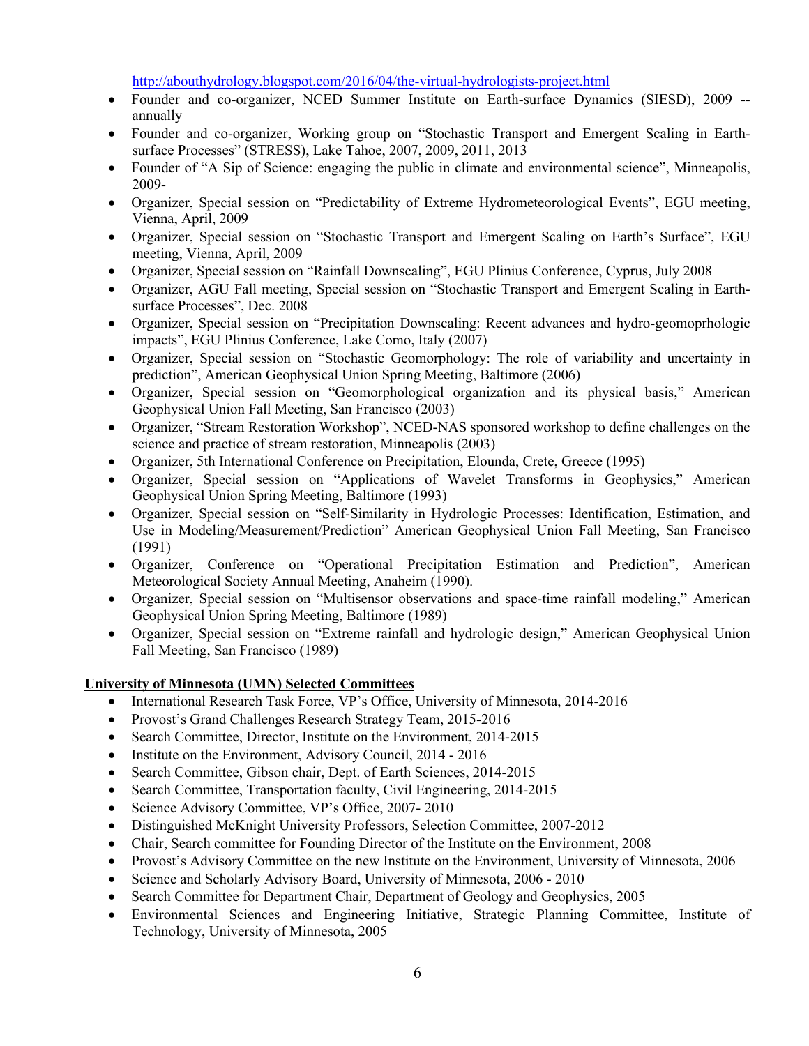http://abouthydrology.blogspot.com/2016/04/the-virtual-hydrologists-project.html

- Founder and co-organizer, NCED Summer Institute on Earth-surface Dynamics (SIESD), 2009 -- annually
- Founder and co-organizer, Working group on "Stochastic Transport and Emergent Scaling in Earth-surface Processes" (STRESS), Lake Tahoe, 2007, 2009, 2011, 2013
- Founder of "A Sip of Science: engaging the public in climate and environmental science", Minneapolis, 2009-
- Organizer, Special session on "Predictability of Extreme Hydrometeorological Events", EGU meeting, Vienna, April, 2009
- Organizer, Special session on "Stochastic Transport and Emergent Scaling on Earth's Surface", EGU meeting, Vienna, April, 2009
- Organizer, Special session on "Rainfall Downscaling", EGU Plinius Conference, Cyprus, July 2008
- Organizer, AGU Fall meeting, Special session on "Stochastic Transport and Emergent Scaling in Earth-surface Processes", Dec. 2008
- Organizer, Special session on "Precipitation Downscaling: Recent advances and hydro-geomoprhologic impacts", EGU Plinius Conference, Lake Como, Italy (2007)
- Organizer, Special session on "Stochastic Geomorphology: The role of variability and uncertainty in prediction", American Geophysical Union Spring Meeting, Baltimore (2006)
- Organizer, Special session on "Geomorphological organization and its physical basis," American Geophysical Union Fall Meeting, San Francisco (2003)
- Organizer, "Stream Restoration Workshop", NCED-NAS sponsored workshop to define challenges on the science and practice of stream restoration, Minneapolis (2003)
- Organizer, 5th International Conference on Precipitation, Elounda, Crete, Greece (1995)
- Organizer, Special session on "Applications of Wavelet Transforms in Geophysics," American Geophysical Union Spring Meeting, Baltimore (1993)
- Organizer, Special session on "Self-Similarity in Hydrologic Processes: Identification, Estimation, and Use in Modeling/Measurement/Prediction" American Geophysical Union Fall Meeting, San Francisco (1991)
- Organizer, Conference on "Operational Precipitation Estimation and Prediction", American Meteorological Society Annual Meeting, Anaheim (1990).
- Organizer, Special session on "Multisensor observations and space-time rainfall modeling," American Geophysical Union Spring Meeting, Baltimore (1989)
- Organizer, Special session on "Extreme rainfall and hydrologic design," American Geophysical Union Fall Meeting, San Francisco (1989)

**University of Minnesota (UMN) Selected Committees**

- International Research Task Force, VP's Office, University of Minnesota, 2014-2016
- Provost's Grand Challenges Research Strategy Team, 2015-2016
- Search Committee, Director, Institute on the Environment, 2014-2015
- Institute on the Environment, Advisory Council, 2014 - 2016
- Search Committee, Gibson chair, Dept. of Earth Sciences, 2014-2015
- Search Committee, Transportation faculty, Civil Engineering, 2014-2015
- Science Advisory Committee, VP's Office, 2007- 2010
- Distinguished McKnight University Professors, Selection Committee, 2007-2012
- Chair, Search committee for Founding Director of the Institute on the Environment, 2008
- Provost's Advisory Committee on the new Institute on the Environment, University of Minnesota, 2006
- Science and Scholarly Advisory Board, University of Minnesota, 2006 - 2010
- Search Committee for Department Chair, Department of Geology and Geophysics, 2005
- Environmental Sciences and Engineering Initiative, Strategic Planning Committee, Institute of Technology, University of Minnesota, 2005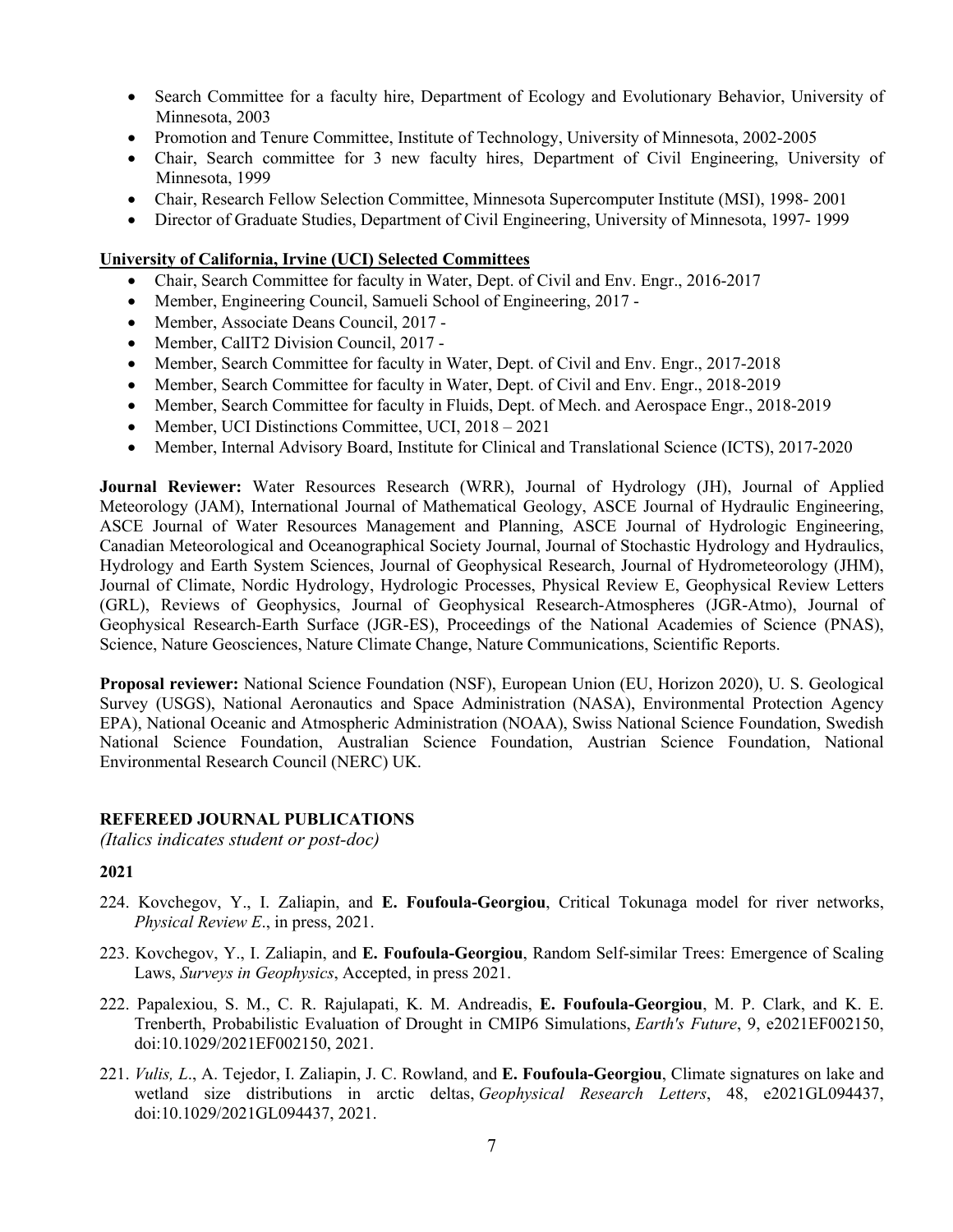- Search Committee for a faculty hire, Department of Ecology and Evolutionary Behavior, University of Minnesota, 2003
- Promotion and Tenure Committee, Institute of Technology, University of Minnesota, 2002-2005
- Chair, Search committee for 3 new faculty hires, Department of Civil Engineering, University of Minnesota, 1999
- Chair, Research Fellow Selection Committee, Minnesota Supercomputer Institute (MSI), 1998- 2001
- Director of Graduate Studies, Department of Civil Engineering, University of Minnesota, 1997- 1999

**University of California, Irvine (UCI) Selected Committees**

- Chair, Search Committee for faculty in Water, Dept. of Civil and Env. Engr., 2016-2017
- Member, Engineering Council, Samueli School of Engineering, 2017 -
- Member, Associate Deans Council, 2017 -
- Member, CalIT2 Division Council, 2017 -
- Member, Search Committee for faculty in Water, Dept. of Civil and Env. Engr., 2017-2018
- Member, Search Committee for faculty in Water, Dept. of Civil and Env. Engr., 2018-2019
- Member, Search Committee for faculty in Fluids, Dept. of Mech. and Aerospace Engr., 2018-2019
- Member, UCI Distinctions Committee, UCI, 2018 – 2021
- Member, Internal Advisory Board, Institute for Clinical and Translational Science (ICTS), 2017-2020

**Journal Reviewer:** Water Resources Research (WRR), Journal of Hydrology (JH), Journal of Applied Meteorology (JAM), International Journal of Mathematical Geology, ASCE Journal of Hydraulic Engineering, ASCE Journal of Water Resources Management and Planning, ASCE Journal of Hydrologic Engineering, Canadian Meteorological and Oceanographical Society Journal, Journal of Stochastic Hydrology and Hydraulics, Hydrology and Earth System Sciences, Journal of Geophysical Research, Journal of Hydrometeorology (JHM), Journal of Climate, Nordic Hydrology, Hydrologic Processes, Physical Review E, Geophysical Review Letters (GRL), Reviews of Geophysics, Journal of Geophysical Research-Atmospheres (JGR-Atmo), Journal of Geophysical Research-Earth Surface (JGR-ES), Proceedings of the National Academies of Science (PNAS), Science, Nature Geosciences, Nature Climate Change, Nature Communications, Scientific Reports.

**Proposal reviewer:** National Science Foundation (NSF), European Union (EU, Horizon 2020), U. S. Geological Survey (USGS), National Aeronautics and Space Administration (NASA), Environmental Protection Agency EPA), National Oceanic and Atmospheric Administration (NOAA), Swiss National Science Foundation, Swedish National Science Foundation, Australian Science Foundation, Austrian Science Foundation, National Environmental Research Council (NERC) UK.

## REFEREED JOURNAL PUBLICATIONS

*(Italics indicates student or post-doc)*

### 2021

224. Kovchegov, Y., I. Zaliapin, and **E. Foufoula-Georgiou**, Critical Tokunaga model for river networks, *Physical Review E*., in press, 2021.

223. Kovchegov, Y., I. Zaliapin, and **E. Foufoula-Georgiou**, Random Self-similar Trees: Emergence of Scaling Laws, *Surveys in Geophysics*, Accepted, in press 2021.

222. Papalexiou, S. M., C. R. Rajulapati, K. M. Andreadis, **E. Foufoula-Georgiou**, M. P. Clark, and K. E. Trenberth, Probabilistic Evaluation of Drought in CMIP6 Simulations, *Earth's Future*, 9, e2021EF002150, doi:10.1029/2021EF002150, 2021.

221. *Vulis, L*., A. Tejedor, I. Zaliapin, J. C. Rowland, and **E. Foufoula-Georgiou**, Climate signatures on lake and wetland size distributions in arctic deltas, *Geophysical Research Letters*, 48, e2021GL094437, doi:10.1029/2021GL094437, 2021.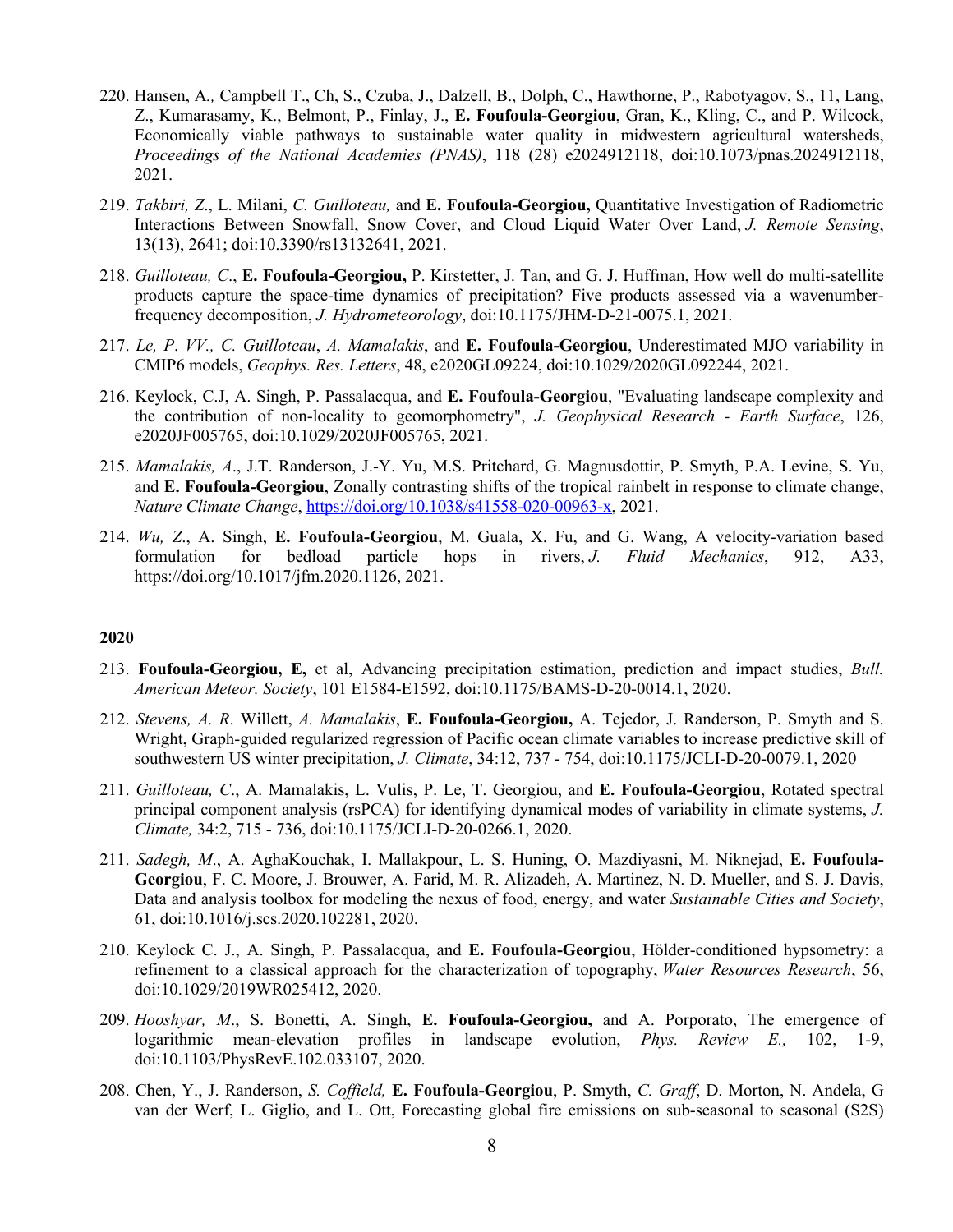220. Hansen, A., Campbell T., Ch, S., Czuba, J., Dalzell, B., Dolph, C., Hawthorne, P., Rabotyagov, S., 11, Lang, Z., Kumarasamy, K., Belmont, P., Finlay, J., **E. Foufoula-Georgiou**, Gran, K., Kling, C., and P. Wilcock, Economically viable pathways to sustainable water quality in midwestern agricultural watersheds, *Proceedings of the National Academies (PNAS)*, 118 (28) e2024912118, doi:10.1073/pnas.2024912118, 2021.

219. *Takbiri, Z*., L. Milani, *C. Guilloteau,* and **E. Foufoula-Georgiou,** Quantitative Investigation of Radiometric Interactions Between Snowfall, Snow Cover, and Cloud Liquid Water Over Land, *J. Remote Sensing*, 13(13), 2641; doi:10.3390/rs13132641, 2021.

218. *Guilloteau, C*., **E. Foufoula-Georgiou,** P. Kirstetter, J. Tan, and G. J. Huffman, How well do multi-satellite products capture the space-time dynamics of precipitation? Five products assessed via a wavenumber-frequency decomposition, *J. Hydrometeorology*, doi:10.1175/JHM-D-21-0075.1, 2021.

217. *Le, P*. *VV., C. Guilloteau*, *A. Mamalakis*, and **E. Foufoula-Georgiou**, Underestimated MJO variability in CMIP6 models, *Geophys. Res. Letters*, 48, e2020GL09224, doi:10.1029/2020GL092244, 2021.

216. Keylock, C.J, A. Singh, P. Passalacqua, and **E. Foufoula-Georgiou**, "Evaluating landscape complexity and the contribution of non-locality to geomorphometry", *J. Geophysical Research - Earth Surface*, 126, e2020JF005765, doi:10.1029/2020JF005765, 2021.

215. *Mamalakis, A*., J.T. Randerson, J.-Y. Yu, M.S. Pritchard, G. Magnusdottir, P. Smyth, P.A. Levine, S. Yu, and **E. Foufoula-Georgiou**, Zonally contrasting shifts of the tropical rainbelt in response to climate change, *Nature Climate Change*, https://doi.org/10.1038/s41558-020-00963-x, 2021.

214. *Wu, Z*., A. Singh, **E. Foufoula-Georgiou**, M. Guala, X. Fu, and G. Wang, A velocity-variation based formulation for bedload particle hops in rivers, *J. Fluid Mechanics*, 912, A33, https://doi.org/10.1017/jfm.2020.1126, 2021.

**2020**

213. **Foufoula-Georgiou, E,** et al, Advancing precipitation estimation, prediction and impact studies, *Bull. American Meteor. Society*, 101 E1584-E1592, doi:10.1175/BAMS-D-20-0014.1, 2020.

212. *Stevens, A. R*. Willett, *A. Mamalakis*, **E. Foufoula-Georgiou,** A. Tejedor, J. Randerson, P. Smyth and S. Wright, Graph-guided regularized regression of Pacific ocean climate variables to increase predictive skill of southwestern US winter precipitation, *J. Climate*, 34:12, 737 - 754, doi:10.1175/JCLI-D-20-0079.1, 2020

211. *Guilloteau, C*., A. Mamalakis, L. Vulis, P. Le, T. Georgiou, and **E. Foufoula-Georgiou**, Rotated spectral principal component analysis (rsPCA) for identifying dynamical modes of variability in climate systems, *J. Climate,* 34:2, 715 - 736, doi:10.1175/JCLI-D-20-0266.1, 2020.

211. *Sadegh, M*., A. AghaKouchak, I. Mallakpour, L. S. Huning, O. Mazdiyasni, M. Niknejad, **E. Foufoula-Georgiou**, F. C. Moore, J. Brouwer, A. Farid, M. R. Alizadeh, A. Martinez, N. D. Mueller, and S. J. Davis, Data and analysis toolbox for modeling the nexus of food, energy, and water *Sustainable Cities and Society*, 61, doi:10.1016/j.scs.2020.102281, 2020.

210. Keylock C. J., A. Singh, P. Passalacqua, and **E. Foufoula-Georgiou**, Hölder-conditioned hypsometry: a refinement to a classical approach for the characterization of topography, *Water Resources Research*, 56, doi:10.1029/2019WR025412, 2020.

209. *Hooshyar, M*., S. Bonetti, A. Singh, **E. Foufoula-Georgiou,** and A. Porporato, The emergence of logarithmic mean-elevation profiles in landscape evolution, *Phys. Review E.,* 102, 1-9, doi:10.1103/PhysRevE.102.033107, 2020.

208. Chen, Y., J. Randerson, *S. Coffield,* **E. Foufoula-Georgiou**, P. Smyth, *C. Graff*, D. Morton, N. Andela, G van der Werf, L. Giglio, and L. Ott, Forecasting global fire emissions on sub-seasonal to seasonal (S2S)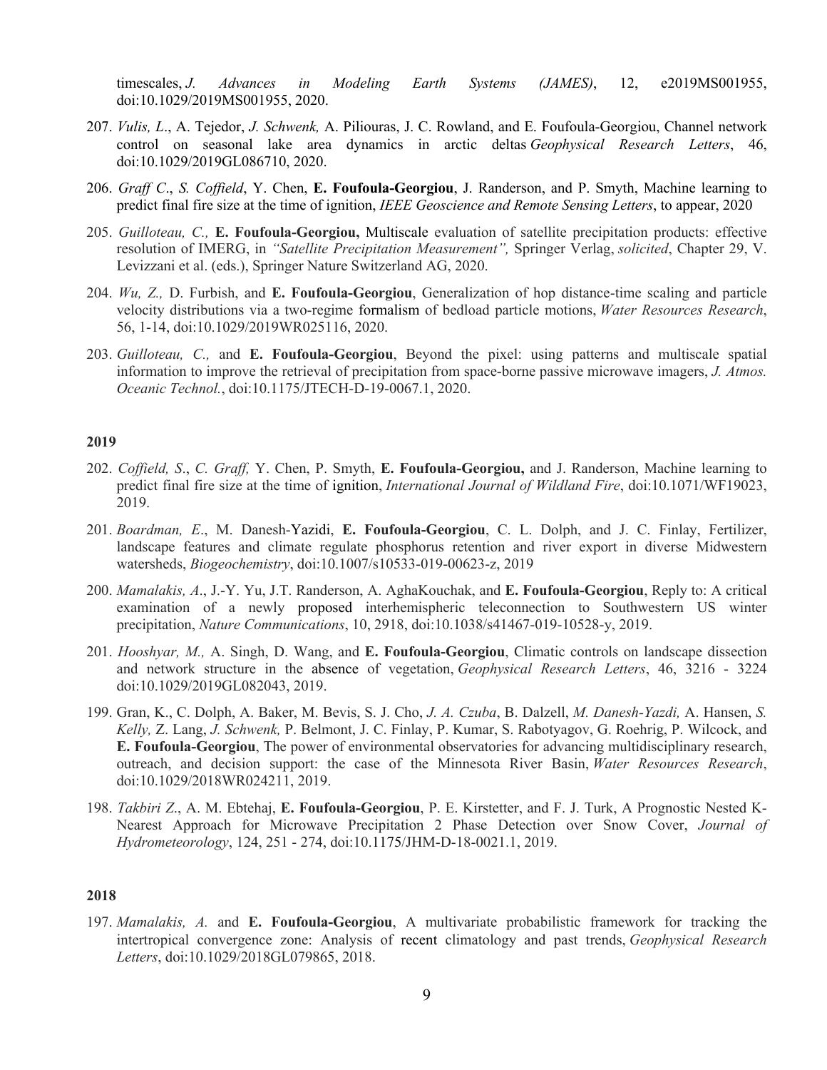timescales, *J. Advances in Modeling Earth Systems (JAMES)*, 12, e2019MS001955, doi:10.1029/2019MS001955, 2020.

207. *Vulis, L*., A. Tejedor, *J. Schwenk,* A. Piliouras, J. C. Rowland, and E. Foufoula-Georgiou, Channel network control on seasonal lake area dynamics in arctic deltas *Geophysical Research Letters*, 46, doi:10.1029/2019GL086710, 2020.

206. *Graff C*., *S. Coffield*, Y. Chen, **E. Foufoula-Georgiou**, J. Randerson, and P. Smyth, Machine learning to predict final fire size at the time of ignition, *IEEE Geoscience and Remote Sensing Letters*, to appear, 2020

205. *Guilloteau, C.,* **E. Foufoula-Georgiou,** Multiscale evaluation of satellite precipitation products: effective resolution of IMERG, in *"Satellite Precipitation Measurement",* Springer Verlag, *solicited*, Chapter 29, V. Levizzani et al. (eds.), Springer Nature Switzerland AG, 2020.

204. *Wu, Z.,* D. Furbish, and **E. Foufoula-Georgiou**, Generalization of hop distance-time scaling and particle velocity distributions via a two-regime formalism of bedload particle motions, *Water Resources Research*, 56, 1-14, doi:10.1029/2019WR025116, 2020.

203. *Guilloteau, C.,* and **E. Foufoula-Georgiou**, Beyond the pixel: using patterns and multiscale spatial information to improve the retrieval of precipitation from space-borne passive microwave imagers, *J. Atmos. Oceanic Technol.*, doi:10.1175/JTECH-D-19-0067.1, 2020.

**2019**

202. *Coffield, S*., *C. Graff,* Y. Chen, P. Smyth, **E. Foufoula-Georgiou,** and J. Randerson, Machine learning to predict final fire size at the time of ignition, *International Journal of Wildland Fire*, doi:10.1071/WF19023, 2019.

201. *Boardman, E*., M. Danesh-Yazidi, **E. Foufoula-Georgiou**, C. L. Dolph, and J. C. Finlay, Fertilizer, landscape features and climate regulate phosphorus retention and river export in diverse Midwestern watersheds, *Biogeochemistry*, doi:10.1007/s10533-019-00623-z, 2019

200. *Mamalakis, A*., J.-Y. Yu, J.T. Randerson, A. AghaKouchak, and **E. Foufoula-Georgiou**, Reply to: A critical examination of a newly proposed interhemispheric teleconnection to Southwestern US winter precipitation, *Nature Communications*, 10, 2918, doi:10.1038/s41467-019-10528-y, 2019.

201. *Hooshyar, M.,* A. Singh, D. Wang, and **E. Foufoula-Georgiou**, Climatic controls on landscape dissection and network structure in the absence of vegetation, *Geophysical Research Letters*, 46, 3216 - 3224 doi:10.1029/2019GL082043, 2019.

199. Gran, K., C. Dolph, A. Baker, M. Bevis, S. J. Cho, *J. A. Czuba*, B. Dalzell, *M. Danesh-Yazdi,* A. Hansen, *S. Kelly,* Z. Lang, *J. Schwenk,* P. Belmont, J. C. Finlay, P. Kumar, S. Rabotyagov, G. Roehrig, P. Wilcock, and **E. Foufoula-Georgiou**, The power of environmental observatories for advancing multidisciplinary research, outreach, and decision support: the case of the Minnesota River Basin, *Water Resources Research*, doi:10.1029/2018WR024211, 2019.

198. *Takbiri Z*., A. M. Ebtehaj, **E. Foufoula-Georgiou**, P. E. Kirstetter, and F. J. Turk, A Prognostic Nested K-Nearest Approach for Microwave Precipitation 2 Phase Detection over Snow Cover, *Journal of Hydrometeorology*, 124, 251 - 274, doi:10.1175/JHM-D-18-0021.1, 2019.

**2018**

197. *Mamalakis, A.* and **E. Foufoula-Georgiou**, A multivariate probabilistic framework for tracking the intertropical convergence zone: Analysis of recent climatology and past trends, *Geophysical Research Letters*, doi:10.1029/2018GL079865, 2018.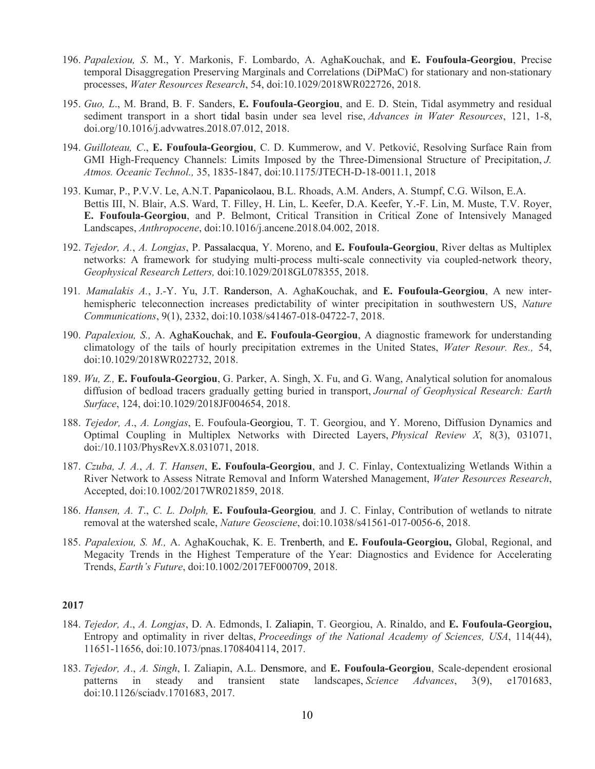196. *Papalexiou, S*. M., Y. Markonis, F. Lombardo, A. AghaKouchak, and **E. Foufoula-Georgiou**, Precise temporal Disaggregation Preserving Marginals and Correlations (DiPMaC) for stationary and non-stationary processes, *Water Resources Research*, 54, doi:10.1029/2018WR022726, 2018.

195. *Guo, L*., M. Brand, B. F. Sanders, **E. Foufoula-Georgiou**, and E. D. Stein, Tidal asymmetry and residual sediment transport in a short tidal basin under sea level rise, *Advances in Water Resources*, 121, 1-8, doi.org/10.1016/j.advwatres.2018.07.012, 2018.

194. *Guilloteau, C*., **E. Foufoula-Georgiou**, C. D. Kummerow, and V. Petković, Resolving Surface Rain from GMI High-Frequency Channels: Limits Imposed by the Three-Dimensional Structure of Precipitation, *J. Atmos. Oceanic Technol.,* 35, 1835-1847, doi:10.1175/JTECH-D-18-0011.1, 2018

193. Kumar, P., P.V.V. Le, A.N.T. Papanicolaou, B.L. Rhoads, A.M. Anders, A. Stumpf, C.G. Wilson, E.A. Bettis III, N. Blair, A.S. Ward, T. Filley, H. Lin, L. Keefer, D.A. Keefer, Y.-F. Lin, M. Muste, T.V. Royer, **E. Foufoula-Georgiou**, and P. Belmont, Critical Transition in Critical Zone of Intensively Managed Landscapes, *Anthropocene*, doi:10.1016/j.ancene.2018.04.002, 2018.

192. *Tejedor, A.*, *A. Longjas*, P. Passalacqua, Y. Moreno, and **E. Foufoula-Georgiou**, River deltas as Multiplex networks: A framework for studying multi-process multi-scale connectivity via coupled-network theory, *Geophysical Research Letters,* doi:10.1029/2018GL078355, 2018.

191. *Mamalakis A.*, J.-Y. Yu, J.T. Randerson, A. AghaKouchak, and **E. Foufoula-Georgiou**, A new inter-hemispheric teleconnection increases predictability of winter precipitation in southwestern US, *Nature Communications*, 9(1), 2332, doi:10.1038/s41467-018-04722-7, 2018.

190. *Papalexiou, S.,* A. AghaKouchak, and **E. Foufoula-Georgiou**, A diagnostic framework for understanding climatology of the tails of hourly precipitation extremes in the United States, *Water Resour. Res.,* 54, doi:10.1029/2018WR022732, 2018.

189. *Wu, Z.,* **E. Foufoula-Georgiou**, G. Parker, A. Singh, X. Fu, and G. Wang, Analytical solution for anomalous diffusion of bedload tracers gradually getting buried in transport, *Journal of Geophysical Research: Earth Surface*, 124, doi:10.1029/2018JF004654, 2018.

188. *Tejedor, A*., *A. Longjas*, E. Foufoula-Georgiou, T. T. Georgiou, and Y. Moreno, Diffusion Dynamics and Optimal Coupling in Multiplex Networks with Directed Layers, *Physical Review X*, 8(3), 031071, doi:/10.1103/PhysRevX.8.031071, 2018.

187. *Czuba, J. A.*, *A. T. Hansen*, **E. Foufoula-Georgiou**, and J. C. Finlay, Contextualizing Wetlands Within a River Network to Assess Nitrate Removal and Inform Watershed Management, *Water Resources Research*, Accepted, doi:10.1002/2017WR021859, 2018.

186. *Hansen, A. T*., *C. L. Dolph,* **E. Foufoula-Georgiou***,* and J. C. Finlay, Contribution of wetlands to nitrate removal at the watershed scale, *Nature Geosciene*, doi:10.1038/s41561-017-0056-6, 2018.

185. *Papalexiou, S. M.,* A. AghaKouchak, K. E. Trenberth, and **E. Foufoula-Georgiou,** Global, Regional, and Megacity Trends in the Highest Temperature of the Year: Diagnostics and Evidence for Accelerating Trends, *Earth's Future*, doi:10.1002/2017EF000709, 2018.

**2017**

184. *Tejedor, A*., *A. Longjas*, D. A. Edmonds, I. Zaliapin, T. Georgiou, A. Rinaldo, and **E. Foufoula-Georgiou,** Entropy and optimality in river deltas, *Proceedings of the National Academy of Sciences, USA*, 114(44), 11651-11656, doi:10.1073/pnas.1708404114, 2017.

183. *Tejedor, A*., *A. Singh*, I. Zaliapin, A.L. Densmore, and **E. Foufoula-Georgiou**, Scale-dependent erosional patterns in steady and transient state landscapes, *Science Advances*, 3(9), e1701683, doi:10.1126/sciadv.1701683, 2017.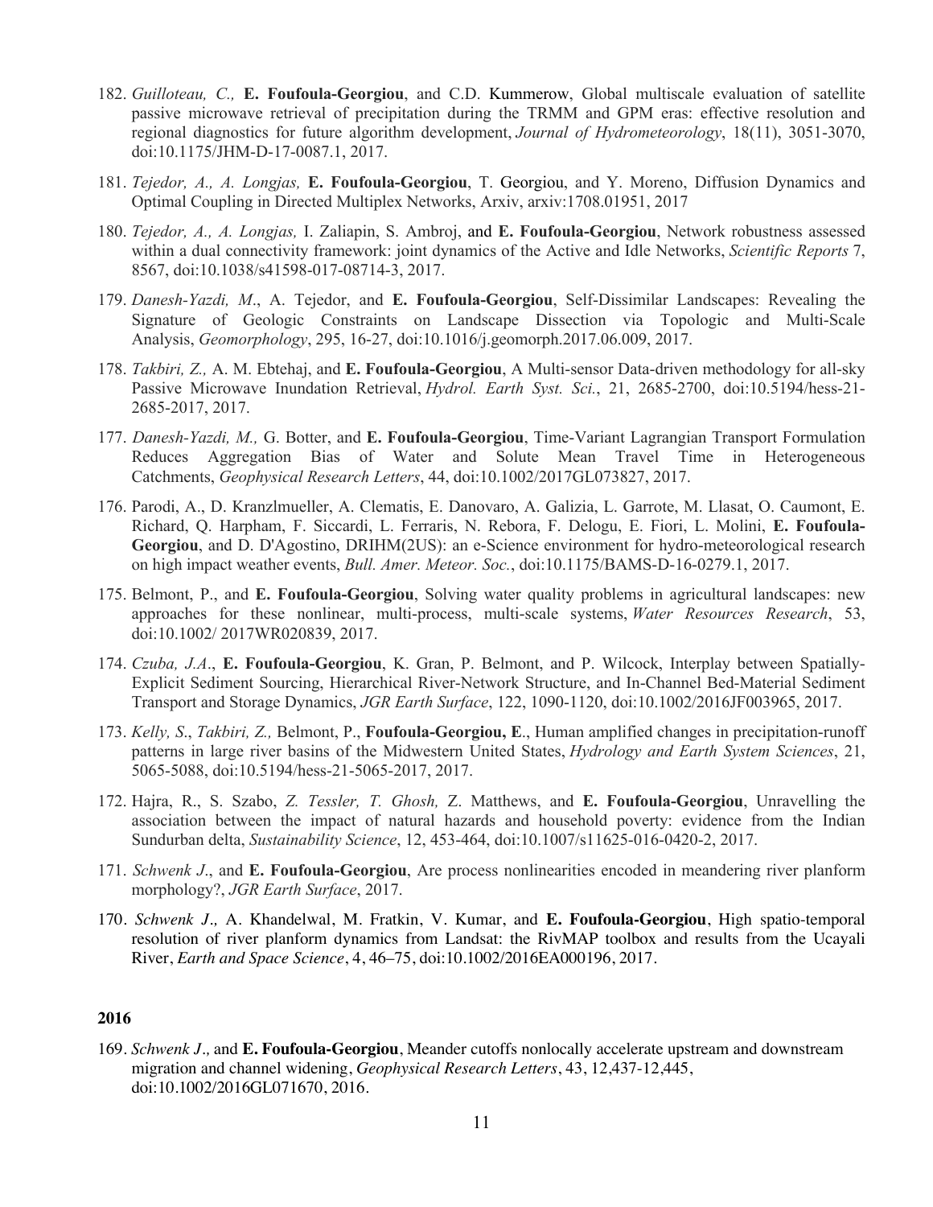182. *Guilloteau, C.,* **E. Foufoula-Georgiou**, and C.D. Kummerow, Global multiscale evaluation of satellite passive microwave retrieval of precipitation during the TRMM and GPM eras: effective resolution and regional diagnostics for future algorithm development, *Journal of Hydrometeorology*, 18(11), 3051-3070, doi:10.1175/JHM-D-17-0087.1, 2017.

181. *Tejedor, A., A. Longjas,* **E. Foufoula-Georgiou**, T. Georgiou, and Y. Moreno, Diffusion Dynamics and Optimal Coupling in Directed Multiplex Networks, Arxiv, arxiv:1708.01951, 2017

180. *Tejedor, A., A. Longjas,* I. Zaliapin, S. Ambroj, and **E. Foufoula-Georgiou**, Network robustness assessed within a dual connectivity framework: joint dynamics of the Active and Idle Networks, *Scientific Reports* 7, 8567, doi:10.1038/s41598-017-08714-3, 2017.

179. *Danesh-Yazdi, M*., A. Tejedor, and **E. Foufoula-Georgiou**, Self-Dissimilar Landscapes: Revealing the Signature of Geologic Constraints on Landscape Dissection via Topologic and Multi-Scale Analysis, *Geomorphology*, 295, 16-27, doi:10.1016/j.geomorph.2017.06.009, 2017.

178. *Takbiri, Z.,* A. M. Ebtehaj, and **E. Foufoula-Georgiou**, A Multi-sensor Data-driven methodology for all-sky Passive Microwave Inundation Retrieval, *Hydrol. Earth Syst. Sci.*, 21, 2685-2700, doi:10.5194/hess-21-2685-2017, 2017.

177. *Danesh-Yazdi, M.,* G. Botter, and **E. Foufoula-Georgiou**, Time-Variant Lagrangian Transport Formulation Reduces Aggregation Bias of Water and Solute Mean Travel Time in Heterogeneous Catchments, *Geophysical Research Letters*, 44, doi:10.1002/2017GL073827, 2017.

176. Parodi, A., D. Kranzlmueller, A. Clematis, E. Danovaro, A. Galizia, L. Garrote, M. Llasat, O. Caumont, E. Richard, Q. Harpham, F. Siccardi, L. Ferraris, N. Rebora, F. Delogu, E. Fiori, L. Molini, **E. Foufoula-Georgiou**, and D. D'Agostino, DRIHM(2US): an e-Science environment for hydro-meteorological research on high impact weather events, *Bull. Amer. Meteor. Soc.*, doi:10.1175/BAMS-D-16-0279.1, 2017.

175. Belmont, P., and **E. Foufoula-Georgiou**, Solving water quality problems in agricultural landscapes: new approaches for these nonlinear, multi-process, multi-scale systems, *Water Resources Research*, 53, doi:10.1002/ 2017WR020839, 2017.

174. *Czuba, J.A*., **E. Foufoula-Georgiou**, K. Gran, P. Belmont, and P. Wilcock, Interplay between Spatially-Explicit Sediment Sourcing, Hierarchical River-Network Structure, and In-Channel Bed-Material Sediment Transport and Storage Dynamics, *JGR Earth Surface*, 122, 1090-1120, doi:10.1002/2016JF003965, 2017.

173. *Kelly, S*., *Takbiri, Z.,* Belmont, P., **Foufoula-Georgiou, E**., Human amplified changes in precipitation-runoff patterns in large river basins of the Midwestern United States, *Hydrology and Earth System Sciences*, 21, 5065-5088, doi:10.5194/hess-21-5065-2017, 2017.

172. Hajra, R., S. Szabo, *Z. Tessler, T. Ghosh,* Z. Matthews, and **E. Foufoula-Georgiou**, Unravelling the association between the impact of natural hazards and household poverty: evidence from the Indian Sundurban delta, *Sustainability Science*, 12, 453-464, doi:10.1007/s11625-016-0420-2, 2017.

171. *Schwenk J*., and **E. Foufoula-Georgiou**, Are process nonlinearities encoded in meandering river planform morphology?, *JGR Earth Surface*, 2017.

170. *Schwenk J.,* A. Khandelwal, M. Fratkin, V. Kumar, and **E. Foufoula-Georgiou**, High spatio-temporal resolution of river planform dynamics from Landsat: the RivMAP toolbox and results from the Ucayali River, *Earth and Space Science*, 4, 46–75, doi:10.1002/2016EA000196, 2017.

**2016**

169. *Schwenk J.,* and **E. Foufoula-Georgiou**, Meander cutoffs nonlocally accelerate upstream and downstream migration and channel widening, *Geophysical Research Letters*, 43, 12,437-12,445, doi:10.1002/2016GL071670, 2016.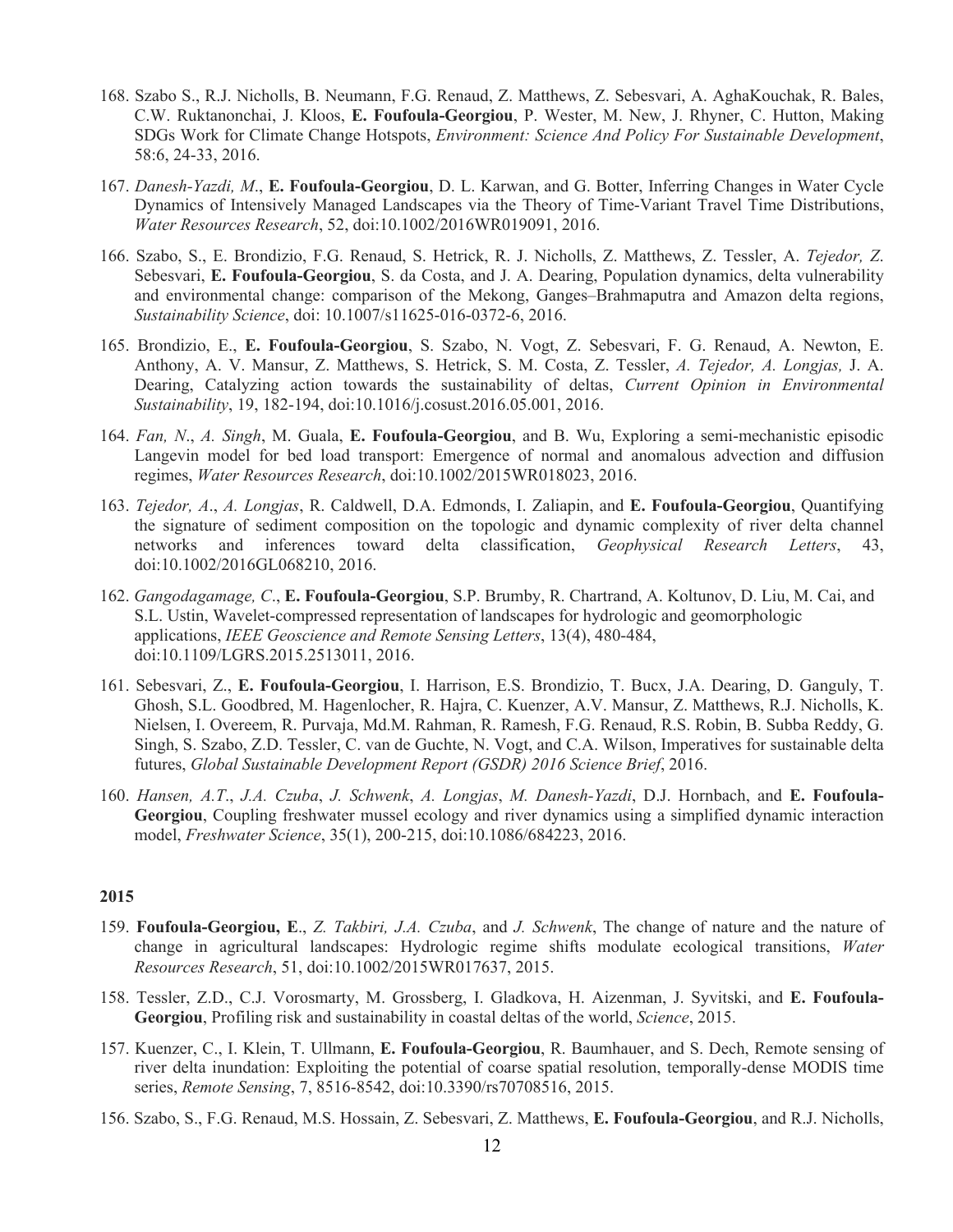168. Szabo S., R.J. Nicholls, B. Neumann, F.G. Renaud, Z. Matthews, Z. Sebesvari, A. AghaKouchak, R. Bales, C.W. Ruktanonchai, J. Kloos, **E. Foufoula-Georgiou**, P. Wester, M. New, J. Rhyner, C. Hutton, Making SDGs Work for Climate Change Hotspots, *Environment: Science And Policy For Sustainable Development*, 58:6, 24-33, 2016.

167. *Danesh-Yazdi, M*., **E. Foufoula-Georgiou**, D. L. Karwan, and G. Botter, Inferring Changes in Water Cycle Dynamics of Intensively Managed Landscapes via the Theory of Time-Variant Travel Time Distributions, *Water Resources Research*, 52, doi:10.1002/2016WR019091, 2016.

166. Szabo, S., E. Brondizio, F.G. Renaud, S. Hetrick, R. J. Nicholls, Z. Matthews, Z. Tessler, A. *Tejedor, Z.* Sebesvari, **E. Foufoula-Georgiou**, S. da Costa, and J. A. Dearing, Population dynamics, delta vulnerability and environmental change: comparison of the Mekong, Ganges–Brahmaputra and Amazon delta regions, *Sustainability Science*, doi: 10.1007/s11625-016-0372-6, 2016.

165. Brondizio, E., **E. Foufoula-Georgiou**, S. Szabo, N. Vogt, Z. Sebesvari, F. G. Renaud, A. Newton, E. Anthony, A. V. Mansur, Z. Matthews, S. Hetrick, S. M. Costa, Z. Tessler, *A. Tejedor, A. Longjas,* J. A. Dearing, Catalyzing action towards the sustainability of deltas, *Current Opinion in Environmental Sustainability*, 19, 182-194, doi:10.1016/j.cosust.2016.05.001, 2016.

164. *Fan, N*., *A. Singh*, M. Guala, **E. Foufoula-Georgiou**, and B. Wu, Exploring a semi-mechanistic episodic Langevin model for bed load transport: Emergence of normal and anomalous advection and diffusion regimes, *Water Resources Research*, doi:10.1002/2015WR018023, 2016.

163. *Tejedor, A*., *A. Longjas*, R. Caldwell, D.A. Edmonds, I. Zaliapin, and **E. Foufoula-Georgiou**, Quantifying the signature of sediment composition on the topologic and dynamic complexity of river delta channel networks and inferences toward delta classification, *Geophysical Research Letters*, 43, doi:10.1002/2016GL068210, 2016.

162. *Gangodagamage, C*., **E. Foufoula-Georgiou**, S.P. Brumby, R. Chartrand, A. Koltunov, D. Liu, M. Cai, and S.L. Ustin, Wavelet-compressed representation of landscapes for hydrologic and geomorphologic applications, *IEEE Geoscience and Remote Sensing Letters*, 13(4), 480-484, doi:10.1109/LGRS.2015.2513011, 2016.

161. Sebesvari, Z., **E. Foufoula-Georgiou**, I. Harrison, E.S. Brondizio, T. Bucx, J.A. Dearing, D. Ganguly, T. Ghosh, S.L. Goodbred, M. Hagenlocher, R. Hajra, C. Kuenzer, A.V. Mansur, Z. Matthews, R.J. Nicholls, K. Nielsen, I. Overeem, R. Purvaja, Md.M. Rahman, R. Ramesh, F.G. Renaud, R.S. Robin, B. Subba Reddy, G. Singh, S. Szabo, Z.D. Tessler, C. van de Guchte, N. Vogt, and C.A. Wilson, Imperatives for sustainable delta futures, *Global Sustainable Development Report (GSDR) 2016 Science Brief*, 2016.

160. *Hansen, A.T*., *J.A. Czuba*, *J. Schwenk*, *A. Longjas*, *M. Danesh-Yazdi*, D.J. Hornbach, and **E. Foufoula-Georgiou**, Coupling freshwater mussel ecology and river dynamics using a simplified dynamic interaction model, *Freshwater Science*, 35(1), 200-215, doi:10.1086/684223, 2016.

**2015**

159. **Foufoula-Georgiou, E**., *Z. Takbiri, J.A. Czuba*, and *J. Schwenk*, The change of nature and the nature of change in agricultural landscapes: Hydrologic regime shifts modulate ecological transitions, *Water Resources Research*, 51, doi:10.1002/2015WR017637, 2015.

158. Tessler, Z.D., C.J. Vorosmarty, M. Grossberg, I. Gladkova, H. Aizenman, J. Syvitski, and **E. Foufoula-Georgiou**, Profiling risk and sustainability in coastal deltas of the world, *Science*, 2015.

157. Kuenzer, C., I. Klein, T. Ullmann, **E. Foufoula-Georgiou**, R. Baumhauer, and S. Dech, Remote sensing of river delta inundation: Exploiting the potential of coarse spatial resolution, temporally-dense MODIS time series, *Remote Sensing*, 7, 8516-8542, doi:10.3390/rs70708516, 2015.

156. Szabo, S., F.G. Renaud, M.S. Hossain, Z. Sebesvari, Z. Matthews, **E. Foufoula-Georgiou**, and R.J. Nicholls,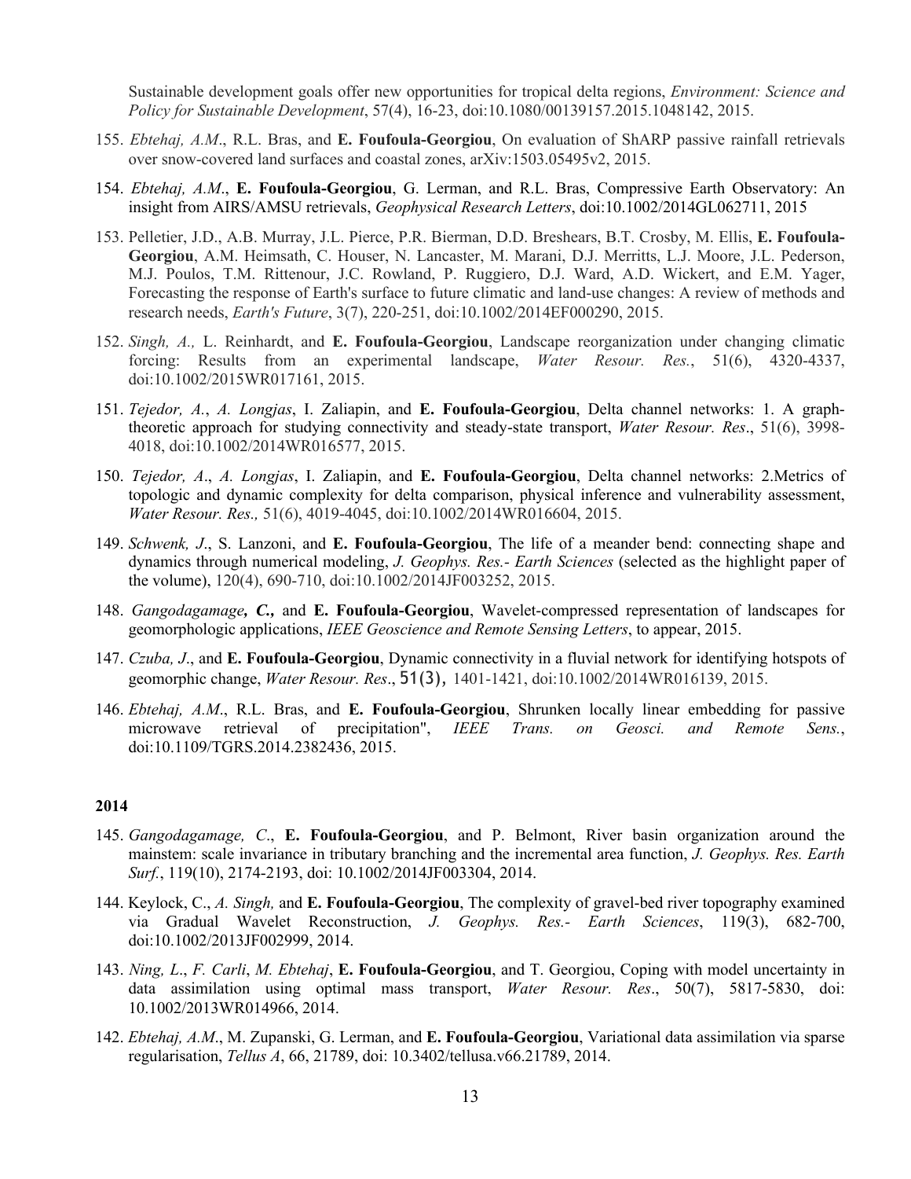Sustainable development goals offer new opportunities for tropical delta regions, *Environment: Science and Policy for Sustainable Development*, 57(4), 16-23, doi:10.1080/00139157.2015.1048142, 2015.

155. *Ebtehaj, A.M*., R.L. Bras, and **E. Foufoula-Georgiou**, On evaluation of ShARP passive rainfall retrievals over snow-covered land surfaces and coastal zones, arXiv:1503.05495v2, 2015.

154. *Ebtehaj, A.M*., **E. Foufoula-Georgiou**, G. Lerman, and R.L. Bras, Compressive Earth Observatory: An insight from AIRS/AMSU retrievals, *Geophysical Research Letters*, doi:10.1002/2014GL062711, 2015

153. Pelletier, J.D., A.B. Murray, J.L. Pierce, P.R. Bierman, D.D. Breshears, B.T. Crosby, M. Ellis, **E. Foufoula-Georgiou**, A.M. Heimsath, C. Houser, N. Lancaster, M. Marani, D.J. Merritts, L.J. Moore, J.L. Pederson, M.J. Poulos, T.M. Rittenour, J.C. Rowland, P. Ruggiero, D.J. Ward, A.D. Wickert, and E.M. Yager, Forecasting the response of Earth's surface to future climatic and land-use changes: A review of methods and research needs, *Earth's Future*, 3(7), 220-251, doi:10.1002/2014EF000290, 2015.

152. *Singh, A.,* L. Reinhardt, and **E. Foufoula-Georgiou**, Landscape reorganization under changing climatic forcing: Results from an experimental landscape, *Water Resour. Res.*, 51(6), 4320-4337, doi:10.1002/2015WR017161, 2015.

151. *Tejedor, A.*, *A. Longjas*, I. Zaliapin, and **E. Foufoula-Georgiou**, Delta channel networks: 1. A graph-theoretic approach for studying connectivity and steady-state transport, *Water Resour. Res*., 51(6), 3998-4018, doi:10.1002/2014WR016577, 2015.

150. *Tejedor, A*., *A. Longjas*, I. Zaliapin, and **E. Foufoula-Georgiou**, Delta channel networks: 2.Metrics of topologic and dynamic complexity for delta comparison, physical inference and vulnerability assessment, *Water Resour. Res.,* 51(6), 4019-4045, doi:10.1002/2014WR016604, 2015.

149. *Schwenk, J*., S. Lanzoni, and **E. Foufoula-Georgiou**, The life of a meander bend: connecting shape and dynamics through numerical modeling, *J. Geophys. Res.- Earth Sciences* (selected as the highlight paper of the volume), 120(4), 690-710, doi:10.1002/2014JF003252, 2015.

148. *Gangodagamage**, C.,*** and **E. Foufoula-Georgiou**, Wavelet-compressed representation of landscapes for geomorphologic applications, *IEEE Geoscience and Remote Sensing Letters*, to appear, 2015.

147. *Czuba, J*., and **E. Foufoula-Georgiou**, Dynamic connectivity in a fluvial network for identifying hotspots of geomorphic change, *Water Resour. Res*., 51(3), 1401-1421, doi:10.1002/2014WR016139, 2015.

146. *Ebtehaj, A.M*., R.L. Bras, and **E. Foufoula-Georgiou**, Shrunken locally linear embedding for passive microwave retrieval of precipitation", *IEEE Trans. on Geosci. and Remote Sens.*, doi:10.1109/TGRS.2014.2382436, 2015.

**2014**

145. *Gangodagamage, C*., **E. Foufoula-Georgiou**, and P. Belmont, River basin organization around the mainstem: scale invariance in tributary branching and the incremental area function, *J. Geophys. Res. Earth Surf.*, 119(10), 2174-2193, doi: 10.1002/2014JF003304, 2014.

144. Keylock, C., *A. Singh,* and **E. Foufoula-Georgiou**, The complexity of gravel-bed river topography examined via Gradual Wavelet Reconstruction, *J. Geophys. Res.- Earth Sciences*, 119(3), 682-700, doi:10.1002/2013JF002999, 2014.

143. *Ning, L*., *F. Carli*, *M. Ebtehaj*, **E. Foufoula-Georgiou**, and T. Georgiou, Coping with model uncertainty in data assimilation using optimal mass transport, *Water Resour. Res*., 50(7), 5817-5830, doi: 10.1002/2013WR014966, 2014.

142. *Ebtehaj, A.M*., M. Zupanski, G. Lerman, and **E. Foufoula-Georgiou**, Variational data assimilation via sparse regularisation, *Tellus A*, 66, 21789, doi: 10.3402/tellusa.v66.21789, 2014.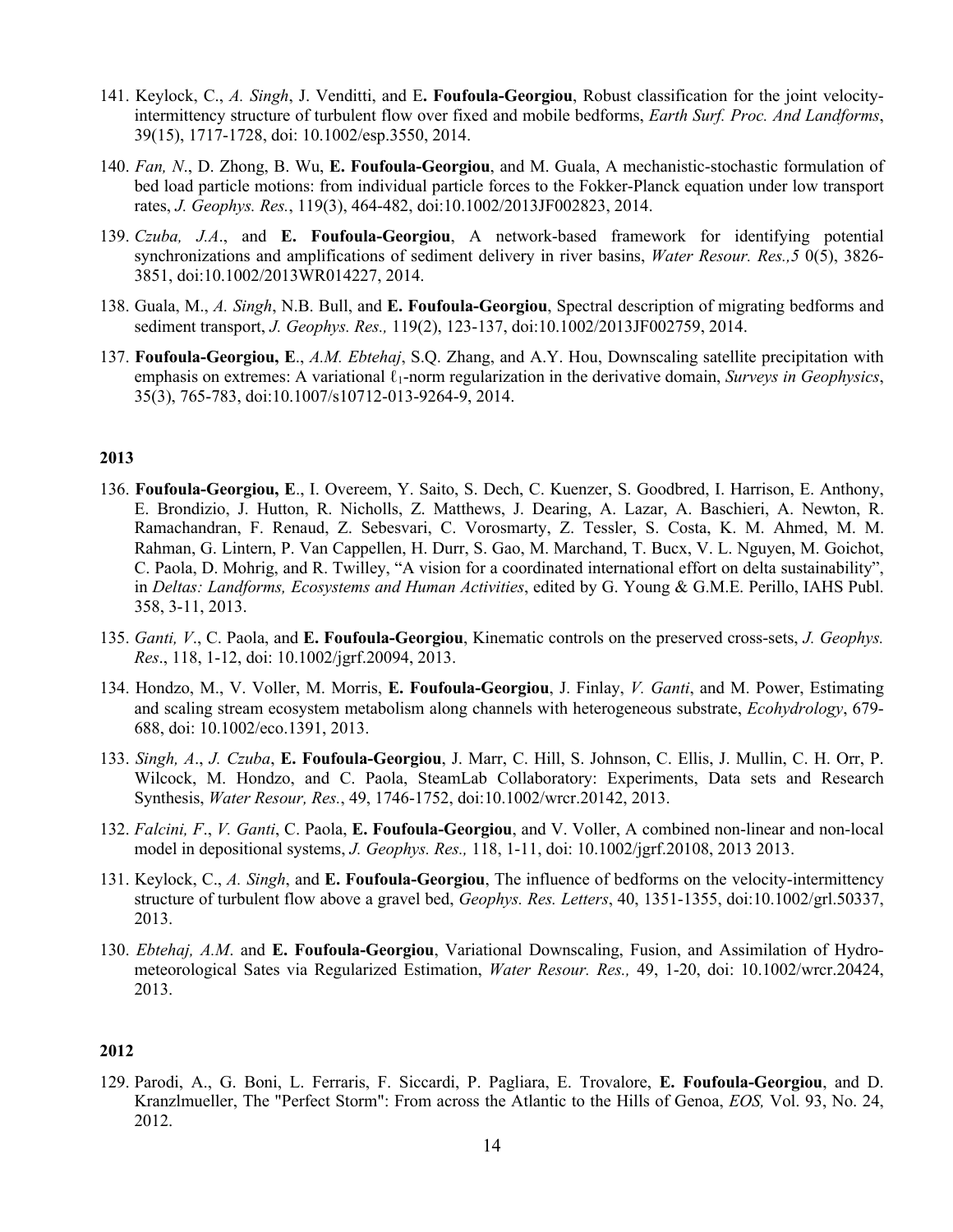141. Keylock, C., *A. Singh*, J. Venditti, and E**. Foufoula-Georgiou**, Robust classification for the joint velocity-intermittency structure of turbulent flow over fixed and mobile bedforms, *Earth Surf. Proc. And Landforms*, 39(15), 1717-1728, doi: 10.1002/esp.3550, 2014.

140. *Fan, N*., D. Zhong, B. Wu, **E. Foufoula-Georgiou**, and M. Guala, A mechanistic-stochastic formulation of bed load particle motions: from individual particle forces to the Fokker-Planck equation under low transport rates, *J. Geophys. Res.*, 119(3), 464-482, doi:10.1002/2013JF002823, 2014.

139. *Czuba, J.A*., and **E. Foufoula-Georgiou**, A network-based framework for identifying potential synchronizations and amplifications of sediment delivery in river basins, *Water Resour. Res.,5* 0(5), 3826-3851, doi:10.1002/2013WR014227, 2014.

138. Guala, M., *A. Singh*, N.B. Bull, and **E. Foufoula-Georgiou**, Spectral description of migrating bedforms and sediment transport, *J. Geophys. Res.,* 119(2), 123-137, doi:10.1002/2013JF002759, 2014.

137. **Foufoula-Georgiou, E**., *A.M. Ebtehaj*, S.Q. Zhang, and A.Y. Hou, Downscaling satellite precipitation with emphasis on extremes: A variational $\ell_1$-norm regularization in the derivative domain, *Surveys in Geophysics*, 35(3), 765-783, doi:10.1007/s10712-013-9264-9, 2014.

**2013**

136. **Foufoula-Georgiou, E**., I. Overeem, Y. Saito, S. Dech, C. Kuenzer, S. Goodbred, I. Harrison, E. Anthony, E. Brondizio, J. Hutton, R. Nicholls, Z. Matthews, J. Dearing, A. Lazar, A. Baschieri, A. Newton, R. Ramachandran, F. Renaud, Z. Sebesvari, C. Vorosmarty, Z. Tessler, S. Costa, K. M. Ahmed, M. M. Rahman, G. Lintern, P. Van Cappellen, H. Durr, S. Gao, M. Marchand, T. Bucx, V. L. Nguyen, M. Goichot, C. Paola, D. Mohrig, and R. Twilley, "A vision for a coordinated international effort on delta sustainability", in *Deltas: Landforms, Ecosystems and Human Activities*, edited by G. Young & G.M.E. Perillo, IAHS Publ. 358, 3-11, 2013.

135. *Ganti, V*., C. Paola, and **E. Foufoula-Georgiou**, Kinematic controls on the preserved cross-sets, *J. Geophys. Res*., 118, 1-12, doi: 10.1002/jgrf.20094, 2013.

134. Hondzo, M., V. Voller, M. Morris, **E. Foufoula-Georgiou**, J. Finlay, *V. Ganti*, and M. Power, Estimating and scaling stream ecosystem metabolism along channels with heterogeneous substrate, *Ecohydrology*, 679-688, doi: 10.1002/eco.1391, 2013.

133. *Singh, A*., *J. Czuba*, **E. Foufoula-Georgiou**, J. Marr, C. Hill, S. Johnson, C. Ellis, J. Mullin, C. H. Orr, P. Wilcock, M. Hondzo, and C. Paola, SteamLab Collaboratory: Experiments, Data sets and Research Synthesis, *Water Resour, Res.*, 49, 1746-1752, doi:10.1002/wrcr.20142, 2013.

132. *Falcini, F*., *V. Ganti*, C. Paola, **E. Foufoula-Georgiou**, and V. Voller, A combined non-linear and non-local model in depositional systems, *J. Geophys. Res.,* 118, 1-11, doi: 10.1002/jgrf.20108, 2013 2013.

131. Keylock, C., *A. Singh*, and **E. Foufoula-Georgiou**, The influence of bedforms on the velocity-intermittency structure of turbulent flow above a gravel bed, *Geophys. Res. Letters*, 40, 1351-1355, doi:10.1002/grl.50337, 2013.

130. *Ebtehaj, A.M.* and **E. Foufoula-Georgiou**, Variational Downscaling, Fusion, and Assimilation of Hydro-meteorological Sates via Regularized Estimation, *Water Resour. Res.,* 49, 1-20, doi: 10.1002/wrcr.20424, 2013.

**2012**

129. Parodi, A., G. Boni, L. Ferraris, F. Siccardi, P. Pagliara, E. Trovalore, **E. Foufoula-Georgiou**, and D. Kranzlmueller, The "Perfect Storm": From across the Atlantic to the Hills of Genoa, *EOS,* Vol. 93, No. 24, 2012.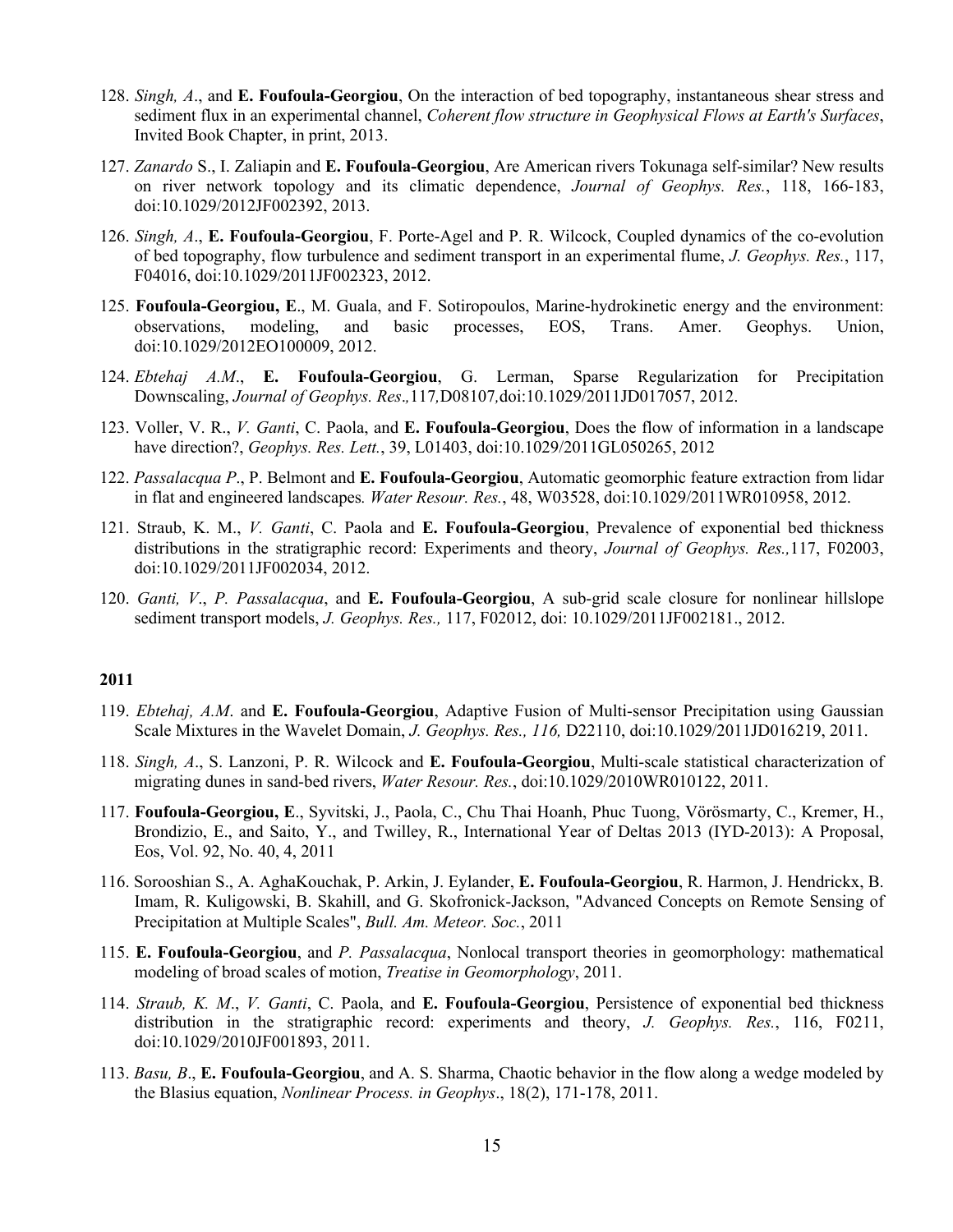128. *Singh, A*., and **E. Foufoula-Georgiou**, On the interaction of bed topography, instantaneous shear stress and sediment flux in an experimental channel, *Coherent flow structure in Geophysical Flows at Earth's Surfaces*, Invited Book Chapter, in print, 2013.

127. *Zanardo* S., I. Zaliapin and **E. Foufoula-Georgiou**, Are American rivers Tokunaga self-similar? New results on river network topology and its climatic dependence, *Journal of Geophys. Res.*, 118, 166-183, doi:10.1029/2012JF002392, 2013.

126. *Singh, A*., **E. Foufoula-Georgiou**, F. Porte-Agel and P. R. Wilcock, Coupled dynamics of the co-evolution of bed topography, flow turbulence and sediment transport in an experimental flume, *J. Geophys. Res.*, 117, F04016, doi:10.1029/2011JF002323, 2012.

125. **Foufoula-Georgiou, E**., M. Guala, and F. Sotiropoulos, Marine-hydrokinetic energy and the environment: observations, modeling, and basic processes, EOS, Trans. Amer. Geophys. Union, doi:10.1029/2012EO100009, 2012.

124. *Ebtehaj A.M*., **E. Foufoula-Georgiou**, G. Lerman, Sparse Regularization for Precipitation Downscaling, *Journal of Geophys. Res*.,117,D08107,doi:10.1029/2011JD017057, 2012.

123. Voller, V. R., *V. Ganti*, C. Paola, and **E. Foufoula-Georgiou**, Does the flow of information in a landscape have direction?, *Geophys. Res. Lett.*, 39, L01403, doi:10.1029/2011GL050265, 2012

122. *Passalacqua P*., P. Belmont and **E. Foufoula-Georgiou**, Automatic geomorphic feature extraction from lidar in flat and engineered landscapes. *Water Resour. Res.*, 48, W03528, doi:10.1029/2011WR010958, 2012.

121. Straub, K. M., *V. Ganti*, C. Paola and **E. Foufoula-Georgiou**, Prevalence of exponential bed thickness distributions in the stratigraphic record: Experiments and theory, *Journal of Geophys. Res.,*117, F02003, doi:10.1029/2011JF002034, 2012.

120. *Ganti, V*., *P. Passalacqua*, and **E. Foufoula-Georgiou**, A sub-grid scale closure for nonlinear hillslope sediment transport models, *J. Geophys. Res.,* 117, F02012, doi: 10.1029/2011JF002181., 2012.

**2011**

119. *Ebtehaj, A.M*. and **E. Foufoula-Georgiou**, Adaptive Fusion of Multi-sensor Precipitation using Gaussian Scale Mixtures in the Wavelet Domain, *J. Geophys. Res., 116,* D22110, doi:10.1029/2011JD016219, 2011.

118. *Singh, A*., S. Lanzoni, P. R. Wilcock and **E. Foufoula-Georgiou**, Multi-scale statistical characterization of migrating dunes in sand-bed rivers, *Water Resour. Res.*, doi:10.1029/2010WR010122, 2011.

117. **Foufoula-Georgiou, E**., Syvitski, J., Paola, C., Chu Thai Hoanh, Phuc Tuong, Vörösmarty, C., Kremer, H., Brondizio, E., and Saito, Y., and Twilley, R., International Year of Deltas 2013 (IYD-2013): A Proposal, Eos, Vol. 92, No. 40, 4, 2011

116. Sorooshian S., A. AghaKouchak, P. Arkin, J. Eylander, **E. Foufoula-Georgiou**, R. Harmon, J. Hendrickx, B. Imam, R. Kuligowski, B. Skahill, and G. Skofronick-Jackson, "Advanced Concepts on Remote Sensing of Precipitation at Multiple Scales", *Bull. Am. Meteor. Soc.*, 2011

115. **E. Foufoula-Georgiou**, and *P. Passalacqua*, Nonlocal transport theories in geomorphology: mathematical modeling of broad scales of motion, *Treatise in Geomorphology*, 2011.

114. *Straub, K. M*., *V. Ganti*, C. Paola, and **E. Foufoula-Georgiou**, Persistence of exponential bed thickness distribution in the stratigraphic record: experiments and theory, *J. Geophys. Res.*, 116, F0211, doi:10.1029/2010JF001893, 2011.

113. *Basu, B*., **E. Foufoula-Georgiou**, and A. S. Sharma, Chaotic behavior in the flow along a wedge modeled by the Blasius equation, *Nonlinear Process. in Geophys*., 18(2), 171-178, 2011.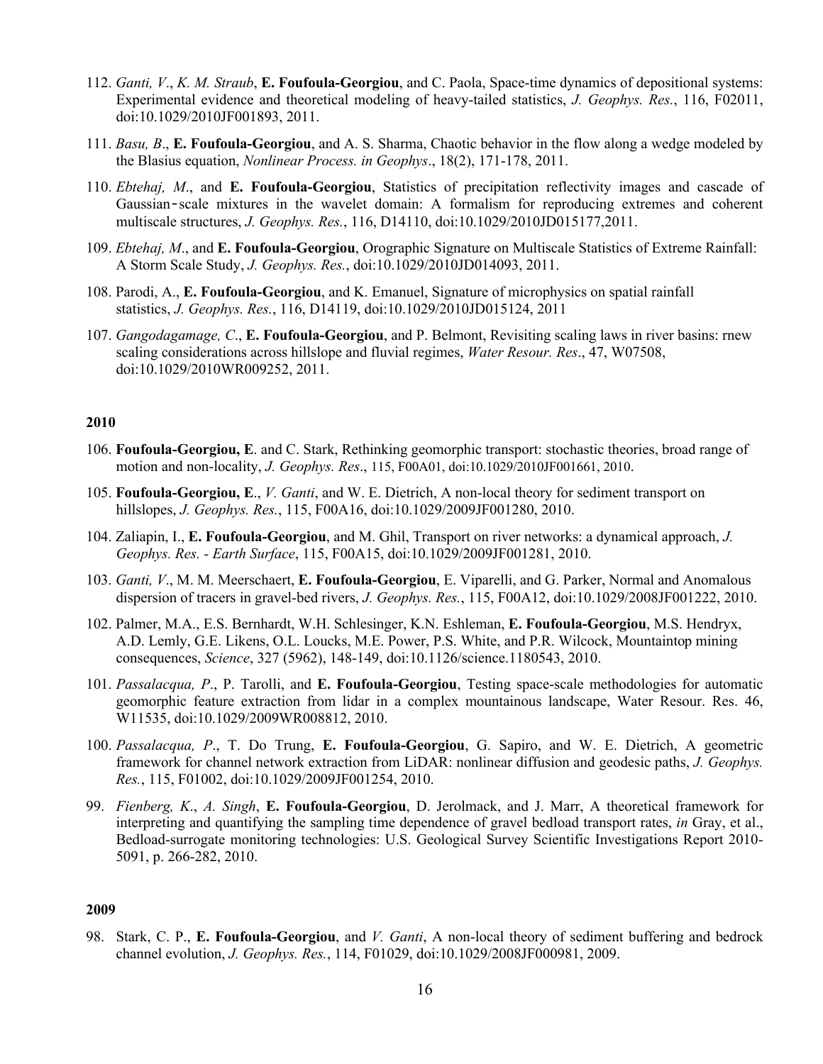112. *Ganti, V*., *K. M. Straub*, **E. Foufoula-Georgiou**, and C. Paola, Space-time dynamics of depositional systems: Experimental evidence and theoretical modeling of heavy-tailed statistics, *J. Geophys. Res.*, 116, F02011, doi:10.1029/2010JF001893, 2011.

111. *Basu, B*., **E. Foufoula-Georgiou**, and A. S. Sharma, Chaotic behavior in the flow along a wedge modeled by the Blasius equation, *Nonlinear Process. in Geophys*., 18(2), 171-178, 2011.

110. *Ebtehaj, M*., and **E. Foufoula-Georgiou**, Statistics of precipitation reflectivity images and cascade of Gaussian‐scale mixtures in the wavelet domain: A formalism for reproducing extremes and coherent multiscale structures, *J. Geophys. Res.*, 116, D14110, doi:10.1029/2010JD015177,2011.

109. *Ebtehaj, M*., and **E. Foufoula-Georgiou**, Orographic Signature on Multiscale Statistics of Extreme Rainfall: A Storm Scale Study, *J. Geophys. Res.*, doi:10.1029/2010JD014093, 2011.

108. Parodi, A., **E. Foufoula-Georgiou**, and K. Emanuel, Signature of microphysics on spatial rainfall statistics, *J. Geophys. Res.*, 116, D14119, doi:10.1029/2010JD015124, 2011

107. *Gangodagamage, C*., **E. Foufoula-Georgiou**, and P. Belmont, Revisiting scaling laws in river basins: rnew scaling considerations across hillslope and fluvial regimes, *Water Resour. Res*., 47, W07508, doi:10.1029/2010WR009252, 2011.

**2010**

106. **Foufoula-Georgiou, E**. and C. Stark, Rethinking geomorphic transport: stochastic theories, broad range of motion and non-locality, *J. Geophys. Res*., 115, F00A01, doi:10.1029/2010JF001661, 2010.

105. **Foufoula-Georgiou, E**., *V. Ganti*, and W. E. Dietrich, A non-local theory for sediment transport on hillslopes, *J. Geophys. Res.*, 115, F00A16, doi:10.1029/2009JF001280, 2010.

104. Zaliapin, I., **E. Foufoula-Georgiou**, and M. Ghil, Transport on river networks: a dynamical approach, *J. Geophys. Res. - Earth Surface*, 115, F00A15, doi:10.1029/2009JF001281, 2010.

103. *Ganti, V*., M. M. Meerschaert, **E. Foufoula-Georgiou**, E. Viparelli, and G. Parker, Normal and Anomalous dispersion of tracers in gravel-bed rivers, *J. Geophys. Res.*, 115, F00A12, doi:10.1029/2008JF001222, 2010.

102. Palmer, M.A., E.S. Bernhardt, W.H. Schlesinger, K.N. Eshleman, **E. Foufoula-Georgiou**, M.S. Hendryx, A.D. Lemly, G.E. Likens, O.L. Loucks, M.E. Power, P.S. White, and P.R. Wilcock, Mountaintop mining consequences, *Science*, 327 (5962), 148-149, doi:10.1126/science.1180543, 2010.

101. *Passalacqua, P*., P. Tarolli, and **E. Foufoula-Georgiou**, Testing space-scale methodologies for automatic geomorphic feature extraction from lidar in a complex mountainous landscape, Water Resour. Res. 46, W11535, doi:10.1029/2009WR008812, 2010.

100. *Passalacqua, P*., T. Do Trung, **E. Foufoula-Georgiou**, G. Sapiro, and W. E. Dietrich, A geometric framework for channel network extraction from LiDAR: nonlinear diffusion and geodesic paths, *J. Geophys. Res.*, 115, F01002, doi:10.1029/2009JF001254, 2010.

99. *Fienberg, K*., *A. Singh*, **E. Foufoula-Georgiou**, D. Jerolmack, and J. Marr, A theoretical framework for interpreting and quantifying the sampling time dependence of gravel bedload transport rates, *in* Gray, et al., Bedload-surrogate monitoring technologies: U.S. Geological Survey Scientific Investigations Report 2010-5091, p. 266-282, 2010.

**2009**

98. Stark, C. P., **E. Foufoula-Georgiou**, and *V. Ganti*, A non-local theory of sediment buffering and bedrock channel evolution, *J. Geophys. Res.*, 114, F01029, doi:10.1029/2008JF000981, 2009.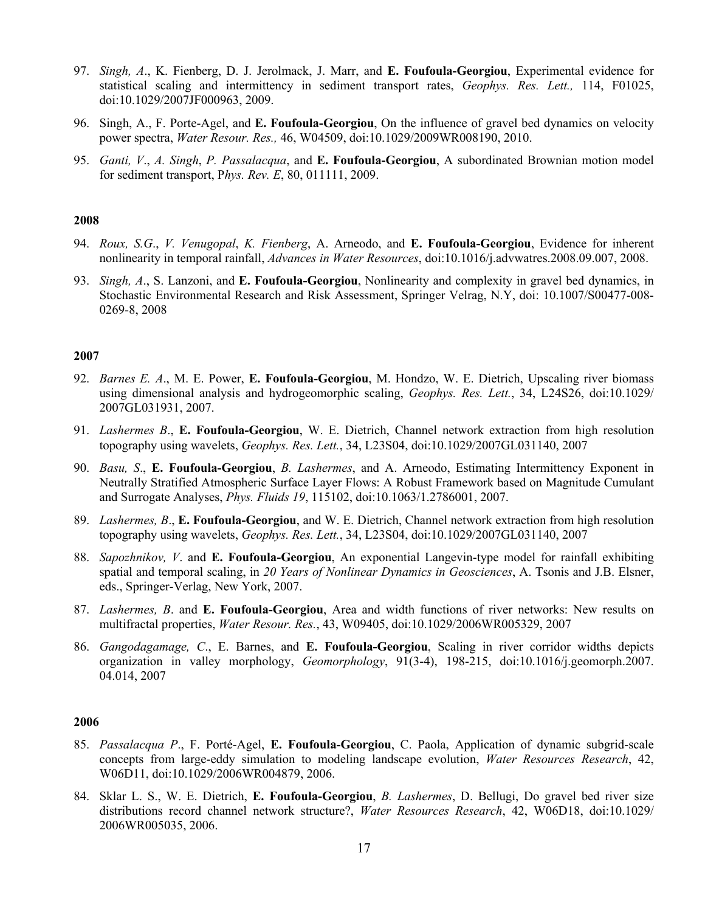97. *Singh, A*., K. Fienberg, D. J. Jerolmack, J. Marr, and **E. Foufoula-Georgiou**, Experimental evidence for statistical scaling and intermittency in sediment transport rates, *Geophys. Res. Lett.,* 114, F01025, doi:10.1029/2007JF000963, 2009.

96. Singh, A., F. Porte-Agel, and **E. Foufoula-Georgiou**, On the influence of gravel bed dynamics on velocity power spectra, *Water Resour. Res.,* 46, W04509, doi:10.1029/2009WR008190, 2010.

95. *Ganti, V*., *A. Singh*, *P. Passalacqua*, and **E. Foufoula-Georgiou**, A subordinated Brownian motion model for sediment transport, P*hys. Rev. E*, 80, 011111, 2009.

**2008**

94. *Roux, S.G*., *V. Venugopal*, *K. Fienberg*, A. Arneodo, and **E. Foufoula-Georgiou**, Evidence for inherent nonlinearity in temporal rainfall, *Advances in Water Resources*, doi:10.1016/j.advwatres.2008.09.007, 2008.

93. *Singh, A*., S. Lanzoni, and **E. Foufoula-Georgiou**, Nonlinearity and complexity in gravel bed dynamics, in Stochastic Environmental Research and Risk Assessment, Springer Velrag, N.Y, doi: 10.1007/S00477-008-0269-8, 2008

**2007**

92. *Barnes E. A*., M. E. Power, **E. Foufoula-Georgiou**, M. Hondzo, W. E. Dietrich, Upscaling river biomass using dimensional analysis and hydrogeomorphic scaling, *Geophys. Res. Lett.*, 34, L24S26, doi:10.1029/ 2007GL031931, 2007.

91. *Lashermes B*., **E. Foufoula-Georgiou**, W. E. Dietrich, Channel network extraction from high resolution topography using wavelets, *Geophys. Res. Lett.*, 34, L23S04, doi:10.1029/2007GL031140, 2007

90. *Basu, S*., **E. Foufoula-Georgiou**, *B. Lashermes*, and A. Arneodo, Estimating Intermittency Exponent in Neutrally Stratified Atmospheric Surface Layer Flows: A Robust Framework based on Magnitude Cumulant and Surrogate Analyses, *Phys. Fluids 19*, 115102, doi:10.1063/1.2786001, 2007.

89. *Lashermes, B*., **E. Foufoula-Georgiou**, and W. E. Dietrich, Channel network extraction from high resolution topography using wavelets, *Geophys. Res. Lett.*, 34, L23S04, doi:10.1029/2007GL031140, 2007

88. *Sapozhnikov, V*. and **E. Foufoula-Georgiou**, An exponential Langevin-type model for rainfall exhibiting spatial and temporal scaling, in *20 Years of Nonlinear Dynamics in Geosciences*, A. Tsonis and J.B. Elsner, eds., Springer-Verlag, New York, 2007.

87. *Lashermes, B*. and **E. Foufoula-Georgiou**, Area and width functions of river networks: New results on multifractal properties, *Water Resour. Res.*, 43, W09405, doi:10.1029/2006WR005329, 2007

86. *Gangodagamage, C*., E. Barnes, and **E. Foufoula-Georgiou**, Scaling in river corridor widths depicts organization in valley morphology, *Geomorphology*, 91(3-4), 198-215, doi:10.1016/j.geomorph.2007. 04.014, 2007

**2006**

85. *Passalacqua P*., F. Porté-Agel, **E. Foufoula-Georgiou**, C. Paola, Application of dynamic subgrid-scale concepts from large-eddy simulation to modeling landscape evolution, *Water Resources Research*, 42, W06D11, doi:10.1029/2006WR004879, 2006.

84. Sklar L. S., W. E. Dietrich, **E. Foufoula-Georgiou**, *B. Lashermes*, D. Bellugi, Do gravel bed river size distributions record channel network structure?, *Water Resources Research*, 42, W06D18, doi:10.1029/ 2006WR005035, 2006.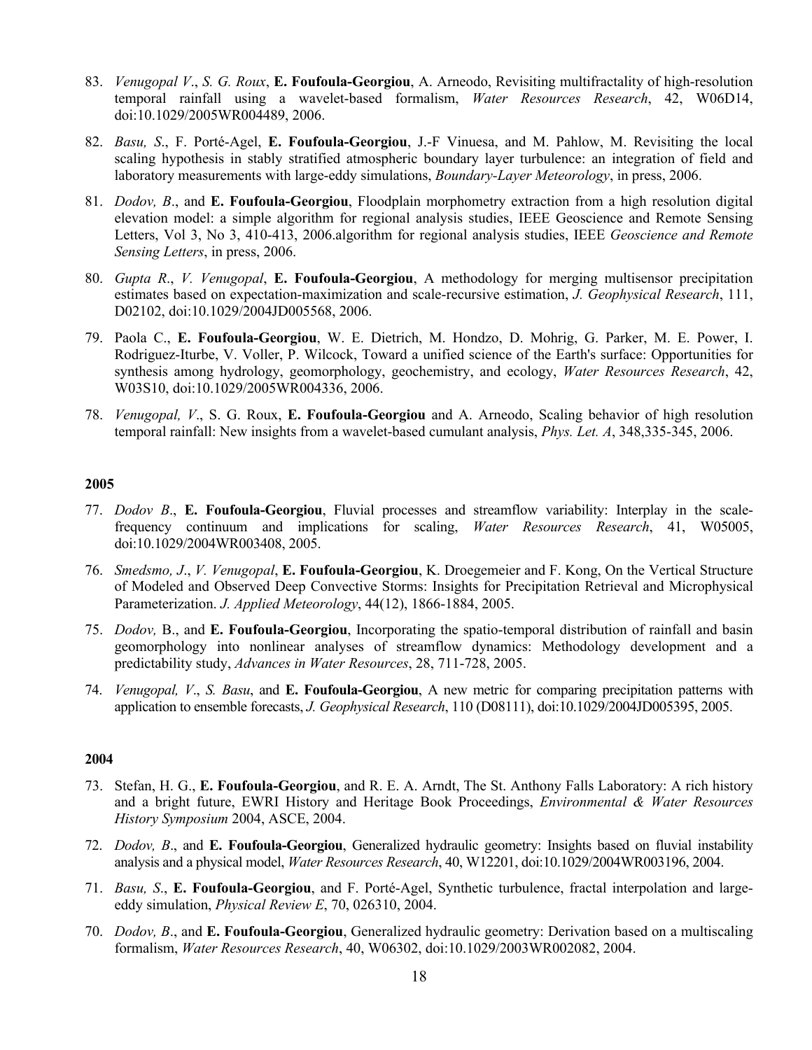83. *Venugopal V*., *S. G. Roux*, **E. Foufoula-Georgiou**, A. Arneodo, Revisiting multifractality of high-resolution temporal rainfall using a wavelet-based formalism, *Water Resources Research*, 42, W06D14, doi:10.1029/2005WR004489, 2006.

82. *Basu, S*., F. Porté-Agel, **E. Foufoula-Georgiou**, J.-F Vinuesa, and M. Pahlow, M. Revisiting the local scaling hypothesis in stably stratified atmospheric boundary layer turbulence: an integration of field and laboratory measurements with large-eddy simulations, *Boundary-Layer Meteorology*, in press, 2006.

81. *Dodov, B*., and **E. Foufoula-Georgiou**, Floodplain morphometry extraction from a high resolution digital elevation model: a simple algorithm for regional analysis studies, IEEE Geoscience and Remote Sensing Letters, Vol 3, No 3, 410-413, 2006.algorithm for regional analysis studies, IEEE *Geoscience and Remote Sensing Letters*, in press, 2006.

80. *Gupta R*., *V. Venugopal*, **E. Foufoula-Georgiou**, A methodology for merging multisensor precipitation estimates based on expectation-maximization and scale-recursive estimation, *J. Geophysical Research*, 111, D02102, doi:10.1029/2004JD005568, 2006.

79. Paola C., **E. Foufoula-Georgiou**, W. E. Dietrich, M. Hondzo, D. Mohrig, G. Parker, M. E. Power, I. Rodriguez-Iturbe, V. Voller, P. Wilcock, Toward a unified science of the Earth's surface: Opportunities for synthesis among hydrology, geomorphology, geochemistry, and ecology, *Water Resources Research*, 42, W03S10, doi:10.1029/2005WR004336, 2006.

78. *Venugopal, V*., S. G. Roux, **E. Foufoula-Georgiou** and A. Arneodo, Scaling behavior of high resolution temporal rainfall: New insights from a wavelet-based cumulant analysis, *Phys. Let. A*, 348,335-345, 2006.

**2005**

77. *Dodov B*., **E. Foufoula-Georgiou**, Fluvial processes and streamflow variability: Interplay in the scale-frequency continuum and implications for scaling, *Water Resources Research*, 41, W05005, doi:10.1029/2004WR003408, 2005.

76. *Smedsmo, J*., *V. Venugopal*, **E. Foufoula-Georgiou**, K. Droegemeier and F. Kong, On the Vertical Structure of Modeled and Observed Deep Convective Storms: Insights for Precipitation Retrieval and Microphysical Parameterization. *J. Applied Meteorology*, 44(12), 1866-1884, 2005.

75. *Dodov,* B., and **E. Foufoula-Georgiou**, Incorporating the spatio-temporal distribution of rainfall and basin geomorphology into nonlinear analyses of streamflow dynamics: Methodology development and a predictability study, *Advances in Water Resources*, 28, 711-728, 2005.

74. *Venugopal, V*., *S. Basu*, and **E. Foufoula-Georgiou**, A new metric for comparing precipitation patterns with application to ensemble forecasts, *J. Geophysical Research*, 110 (D08111), doi:10.1029/2004JD005395, 2005.

**2004**

73. Stefan, H. G., **E. Foufoula-Georgiou**, and R. E. A. Arndt, The St. Anthony Falls Laboratory: A rich history and a bright future, EWRI History and Heritage Book Proceedings, *Environmental & Water Resources History Symposium* 2004, ASCE, 2004.

72. *Dodov, B*., and **E. Foufoula-Georgiou**, Generalized hydraulic geometry: Insights based on fluvial instability analysis and a physical model, *Water Resources Research*, 40, W12201, doi:10.1029/2004WR003196, 2004.

71. *Basu, S*., **E. Foufoula-Georgiou**, and F. Porté-Agel, Synthetic turbulence, fractal interpolation and large-eddy simulation, *Physical Review E*, 70, 026310, 2004.

70. *Dodov, B*., and **E. Foufoula-Georgiou**, Generalized hydraulic geometry: Derivation based on a multiscaling formalism, *Water Resources Research*, 40, W06302, doi:10.1029/2003WR002082, 2004.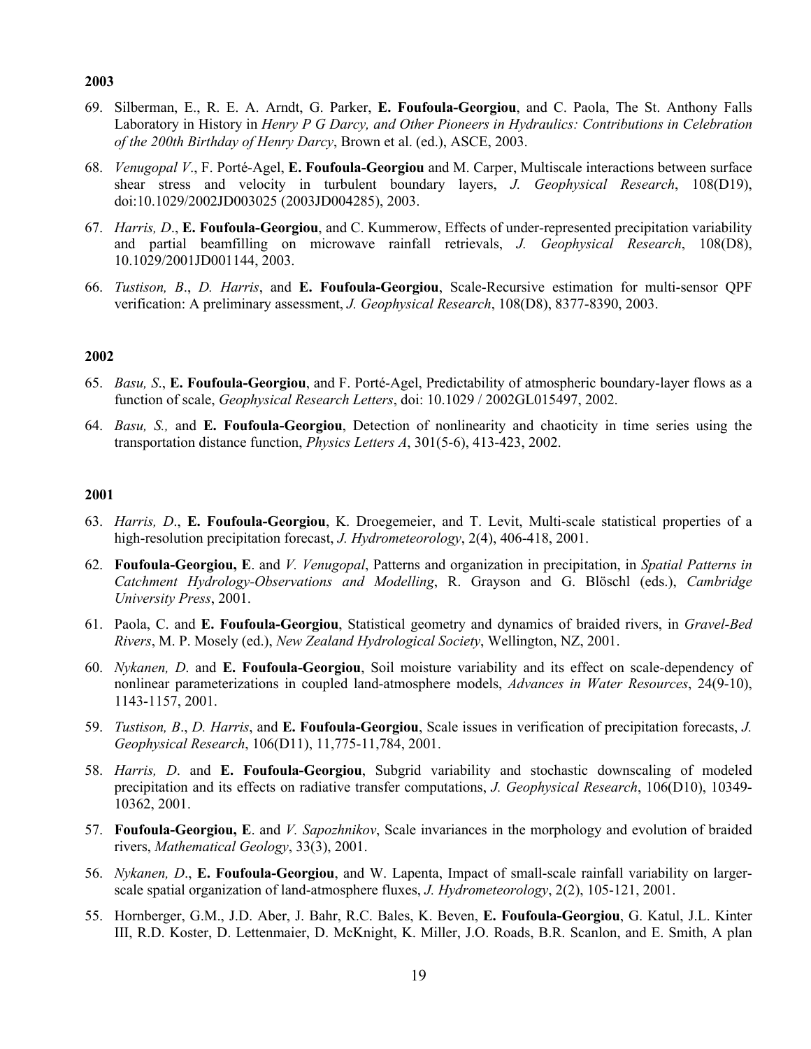**2003**

69. Silberman, E., R. E. A. Arndt, G. Parker, **E. Foufoula-Georgiou**, and C. Paola, The St. Anthony Falls Laboratory in History in *Henry P G Darcy, and Other Pioneers in Hydraulics: Contributions in Celebration of the 200th Birthday of Henry Darcy*, Brown et al. (ed.), ASCE, 2003.

68. *Venugopal V*., F. Porté-Agel, **E. Foufoula-Georgiou** and M. Carper, Multiscale interactions between surface shear stress and velocity in turbulent boundary layers, *J. Geophysical Research*, 108(D19), doi:10.1029/2002JD003025 (2003JD004285), 2003.

67. *Harris, D*., **E. Foufoula-Georgiou**, and C. Kummerow, Effects of under-represented precipitation variability and partial beamfilling on microwave rainfall retrievals, *J. Geophysical Research*, 108(D8), 10.1029/2001JD001144, 2003.

66. *Tustison, B*., *D. Harris*, and **E. Foufoula-Georgiou**, Scale-Recursive estimation for multi-sensor QPF verification: A preliminary assessment, *J. Geophysical Research*, 108(D8), 8377-8390, 2003.

**2002**

65. *Basu, S*., **E. Foufoula-Georgiou**, and F. Porté-Agel, Predictability of atmospheric boundary-layer flows as a function of scale, *Geophysical Research Letters*, doi: 10.1029 / 2002GL015497, 2002.

64. *Basu, S.,* and **E. Foufoula-Georgiou**, Detection of nonlinearity and chaoticity in time series using the transportation distance function, *Physics Letters A*, 301(5-6), 413-423, 2002.

**2001**

63. *Harris, D*., **E. Foufoula-Georgiou**, K. Droegemeier, and T. Levit, Multi-scale statistical properties of a high-resolution precipitation forecast, *J. Hydrometeorology*, 2(4), 406-418, 2001.

62. **Foufoula-Georgiou, E**. and *V. Venugopal*, Patterns and organization in precipitation, in *Spatial Patterns in Catchment Hydrology-Observations and Modelling*, R. Grayson and G. Blöschl (eds.), *Cambridge University Press*, 2001.

61. Paola, C. and **E. Foufoula-Georgiou**, Statistical geometry and dynamics of braided rivers, in *Gravel-Bed Rivers*, M. P. Mosely (ed.), *New Zealand Hydrological Society*, Wellington, NZ, 2001.

60. *Nykanen, D*. and **E. Foufoula-Georgiou**, Soil moisture variability and its effect on scale-dependency of nonlinear parameterizations in coupled land-atmosphere models, *Advances in Water Resources*, 24(9-10), 1143-1157, 2001.

59. *Tustison, B*., *D. Harris*, and **E. Foufoula-Georgiou**, Scale issues in verification of precipitation forecasts, *J. Geophysical Research*, 106(D11), 11,775-11,784, 2001.

58. *Harris, D*. and **E. Foufoula-Georgiou**, Subgrid variability and stochastic downscaling of modeled precipitation and its effects on radiative transfer computations, *J. Geophysical Research*, 106(D10), 10349-10362, 2001.

57. **Foufoula-Georgiou, E**. and *V. Sapozhnikov*, Scale invariances in the morphology and evolution of braided rivers, *Mathematical Geology*, 33(3), 2001.

56. *Nykanen, D*., **E. Foufoula-Georgiou**, and W. Lapenta, Impact of small-scale rainfall variability on larger-scale spatial organization of land-atmosphere fluxes, *J. Hydrometeorology*, 2(2), 105-121, 2001.

55. Hornberger, G.M., J.D. Aber, J. Bahr, R.C. Bales, K. Beven, **E. Foufoula-Georgiou**, G. Katul, J.L. Kinter III, R.D. Koster, D. Lettenmaier, D. McKnight, K. Miller, J.O. Roads, B.R. Scanlon, and E. Smith, A plan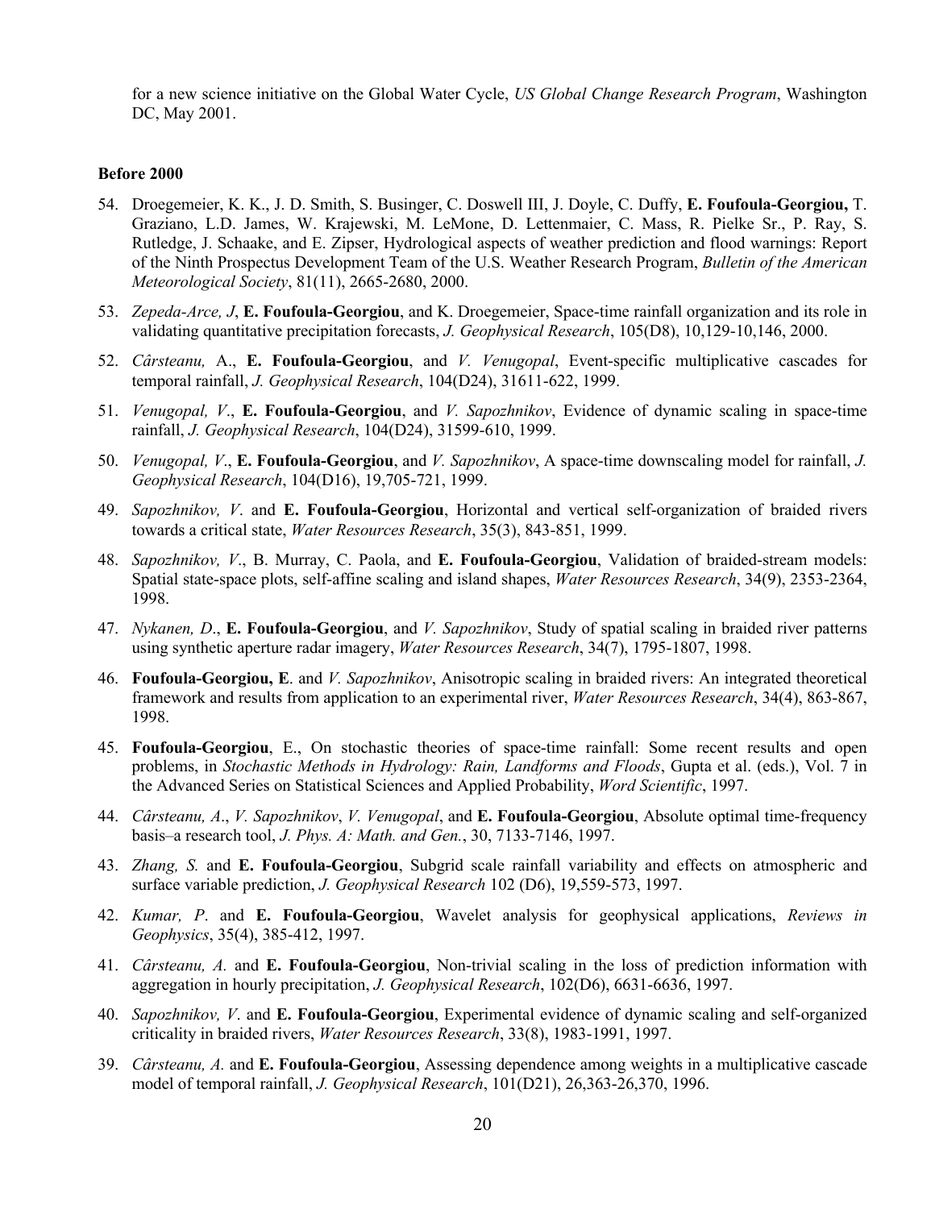for a new science initiative on the Global Water Cycle, *US Global Change Research Program*, Washington DC, May 2001.

**Before 2000**

54. Droegemeier, K. K., J. D. Smith, S. Businger, C. Doswell III, J. Doyle, C. Duffy, **E. Foufoula-Georgiou,** T. Graziano, L.D. James, W. Krajewski, M. LeMone, D. Lettenmaier, C. Mass, R. Pielke Sr., P. Ray, S. Rutledge, J. Schaake, and E. Zipser, Hydrological aspects of weather prediction and flood warnings: Report of the Ninth Prospectus Development Team of the U.S. Weather Research Program, *Bulletin of the American Meteorological Society*, 81(11), 2665-2680, 2000.
53. *Zepeda-Arce, J*, **E. Foufoula-Georgiou**, and K. Droegemeier, Space-time rainfall organization and its role in validating quantitative precipitation forecasts, *J. Geophysical Research*, 105(D8), 10,129-10,146, 2000.
52. *Cârsteanu,* A., **E. Foufoula-Georgiou**, and *V. Venugopal*, Event-specific multiplicative cascades for temporal rainfall, *J. Geophysical Research*, 104(D24), 31611-622, 1999.
51. *Venugopal, V*., **E. Foufoula-Georgiou**, and *V. Sapozhnikov*, Evidence of dynamic scaling in space-time rainfall, *J. Geophysical Research*, 104(D24), 31599-610, 1999.
50. *Venugopal, V*., **E. Foufoula-Georgiou**, and *V. Sapozhnikov*, A space-time downscaling model for rainfall, *J. Geophysical Research*, 104(D16), 19,705-721, 1999.
49. *Sapozhnikov, V*. and **E. Foufoula-Georgiou**, Horizontal and vertical self-organization of braided rivers towards a critical state, *Water Resources Research*, 35(3), 843-851, 1999.
48. *Sapozhnikov, V*., B. Murray, C. Paola, and **E. Foufoula-Georgiou**, Validation of braided-stream models: Spatial state-space plots, self-affine scaling and island shapes, *Water Resources Research*, 34(9), 2353-2364, 1998.
47. *Nykanen, D*., **E. Foufoula-Georgiou**, and *V. Sapozhnikov*, Study of spatial scaling in braided river patterns using synthetic aperture radar imagery, *Water Resources Research*, 34(7), 1795-1807, 1998.
46. **Foufoula-Georgiou, E**. and *V. Sapozhnikov*, Anisotropic scaling in braided rivers: An integrated theoretical framework and results from application to an experimental river, *Water Resources Research*, 34(4), 863-867, 1998.
45. **Foufoula-Georgiou**, E., On stochastic theories of space-time rainfall: Some recent results and open problems, in *Stochastic Methods in Hydrology: Rain, Landforms and Floods*, Gupta et al. (eds.), Vol. 7 in the Advanced Series on Statistical Sciences and Applied Probability, *Word Scientific*, 1997.
44. *Cârsteanu, A*., *V. Sapozhnikov*, *V. Venugopal*, and **E. Foufoula-Georgiou**, Absolute optimal time-frequency basis–a research tool, *J. Phys. A: Math. and Gen.*, 30, 7133-7146, 1997.
43. *Zhang, S.* and **E. Foufoula-Georgiou**, Subgrid scale rainfall variability and effects on atmospheric and surface variable prediction, *J. Geophysical Research* 102 (D6), 19,559-573, 1997.
42. *Kumar, P*. and **E. Foufoula-Georgiou**, Wavelet analysis for geophysical applications, *Reviews in Geophysics*, 35(4), 385-412, 1997.
41. *Cârsteanu, A.* and **E. Foufoula-Georgiou**, Non-trivial scaling in the loss of prediction information with aggregation in hourly precipitation, *J. Geophysical Research*, 102(D6), 6631-6636, 1997.
40. *Sapozhnikov, V*. and **E. Foufoula-Georgiou**, Experimental evidence of dynamic scaling and self-organized criticality in braided rivers, *Water Resources Research*, 33(8), 1983-1991, 1997.
39. *Cârsteanu, A.* and **E. Foufoula-Georgiou**, Assessing dependence among weights in a multiplicative cascade model of temporal rainfall, *J. Geophysical Research*, 101(D21), 26,363-26,370, 1996.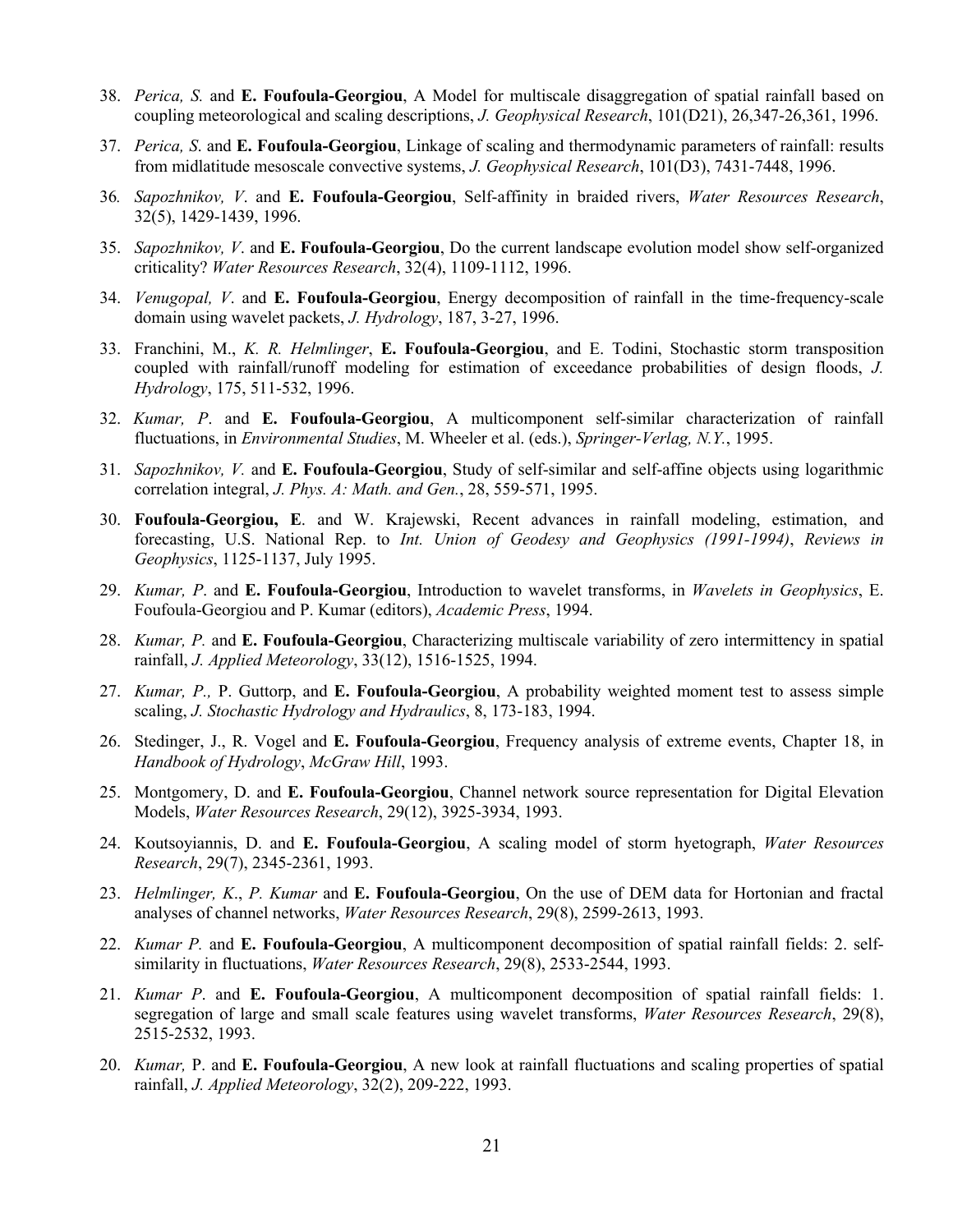38. *Perica, S.* and **E. Foufoula-Georgiou**, A Model for multiscale disaggregation of spatial rainfall based on coupling meteorological and scaling descriptions, *J. Geophysical Research*, 101(D21), 26,347-26,361, 1996.

37. *Perica, S*. and **E. Foufoula-Georgiou**, Linkage of scaling and thermodynamic parameters of rainfall: results from midlatitude mesoscale convective systems, *J. Geophysical Research*, 101(D3), 7431-7448, 1996.

36. *Sapozhnikov, V*. and **E. Foufoula-Georgiou**, Self-affinity in braided rivers, *Water Resources Research*, 32(5), 1429-1439, 1996.

35. *Sapozhnikov, V*. and **E. Foufoula-Georgiou**, Do the current landscape evolution model show self-organized criticality? *Water Resources Research*, 32(4), 1109-1112, 1996.

34. *Venugopal, V*. and **E. Foufoula-Georgiou**, Energy decomposition of rainfall in the time-frequency-scale domain using wavelet packets, *J. Hydrology*, 187, 3-27, 1996.

33. Franchini, M., *K. R. Helmlinger*, **E. Foufoula-Georgiou**, and E. Todini, Stochastic storm transposition coupled with rainfall/runoff modeling for estimation of exceedance probabilities of design floods, *J. Hydrology*, 175, 511-532, 1996.

32. *Kumar, P*. and **E. Foufoula-Georgiou**, A multicomponent self-similar characterization of rainfall fluctuations, in *Environmental Studies*, M. Wheeler et al. (eds.), *Springer-Verlag, N.Y.*, 1995.

31. *Sapozhnikov, V.* and **E. Foufoula-Georgiou**, Study of self-similar and self-affine objects using logarithmic correlation integral, *J. Phys. A: Math. and Gen.*, 28, 559-571, 1995.

30. **Foufoula-Georgiou, E**. and W. Krajewski, Recent advances in rainfall modeling, estimation, and forecasting, U.S. National Rep. to *Int. Union of Geodesy and Geophysics (1991-1994)*, *Reviews in Geophysics*, 1125-1137, July 1995.

29. *Kumar, P*. and **E. Foufoula-Georgiou**, Introduction to wavelet transforms, in *Wavelets in Geophysics*, E. Foufoula-Georgiou and P. Kumar (editors), *Academic Press*, 1994.

28. *Kumar, P.* and **E. Foufoula-Georgiou**, Characterizing multiscale variability of zero intermittency in spatial rainfall, *J. Applied Meteorology*, 33(12), 1516-1525, 1994.

27. *Kumar, P.,* P. Guttorp, and **E. Foufoula-Georgiou**, A probability weighted moment test to assess simple scaling, *J. Stochastic Hydrology and Hydraulics*, 8, 173-183, 1994.

26. Stedinger, J., R. Vogel and **E. Foufoula-Georgiou**, Frequency analysis of extreme events, Chapter 18, in *Handbook of Hydrology*, *McGraw Hill*, 1993.

25. Montgomery, D. and **E. Foufoula-Georgiou**, Channel network source representation for Digital Elevation Models, *Water Resources Research*, 29(12), 3925-3934, 1993.

24. Koutsoyiannis, D. and **E. Foufoula-Georgiou**, A scaling model of storm hyetograph, *Water Resources Research*, 29(7), 2345-2361, 1993.

23. *Helmlinger, K*., *P. Kumar* and **E. Foufoula-Georgiou**, On the use of DEM data for Hortonian and fractal analyses of channel networks, *Water Resources Research*, 29(8), 2599-2613, 1993.

22. *Kumar P.* and **E. Foufoula-Georgiou**, A multicomponent decomposition of spatial rainfall fields: 2. self-similarity in fluctuations, *Water Resources Research*, 29(8), 2533-2544, 1993.

21. *Kumar P*. and **E. Foufoula-Georgiou**, A multicomponent decomposition of spatial rainfall fields: 1. segregation of large and small scale features using wavelet transforms, *Water Resources Research*, 29(8), 2515-2532, 1993.

20. *Kumar,* P. and **E. Foufoula-Georgiou**, A new look at rainfall fluctuations and scaling properties of spatial rainfall, *J. Applied Meteorology*, 32(2), 209-222, 1993.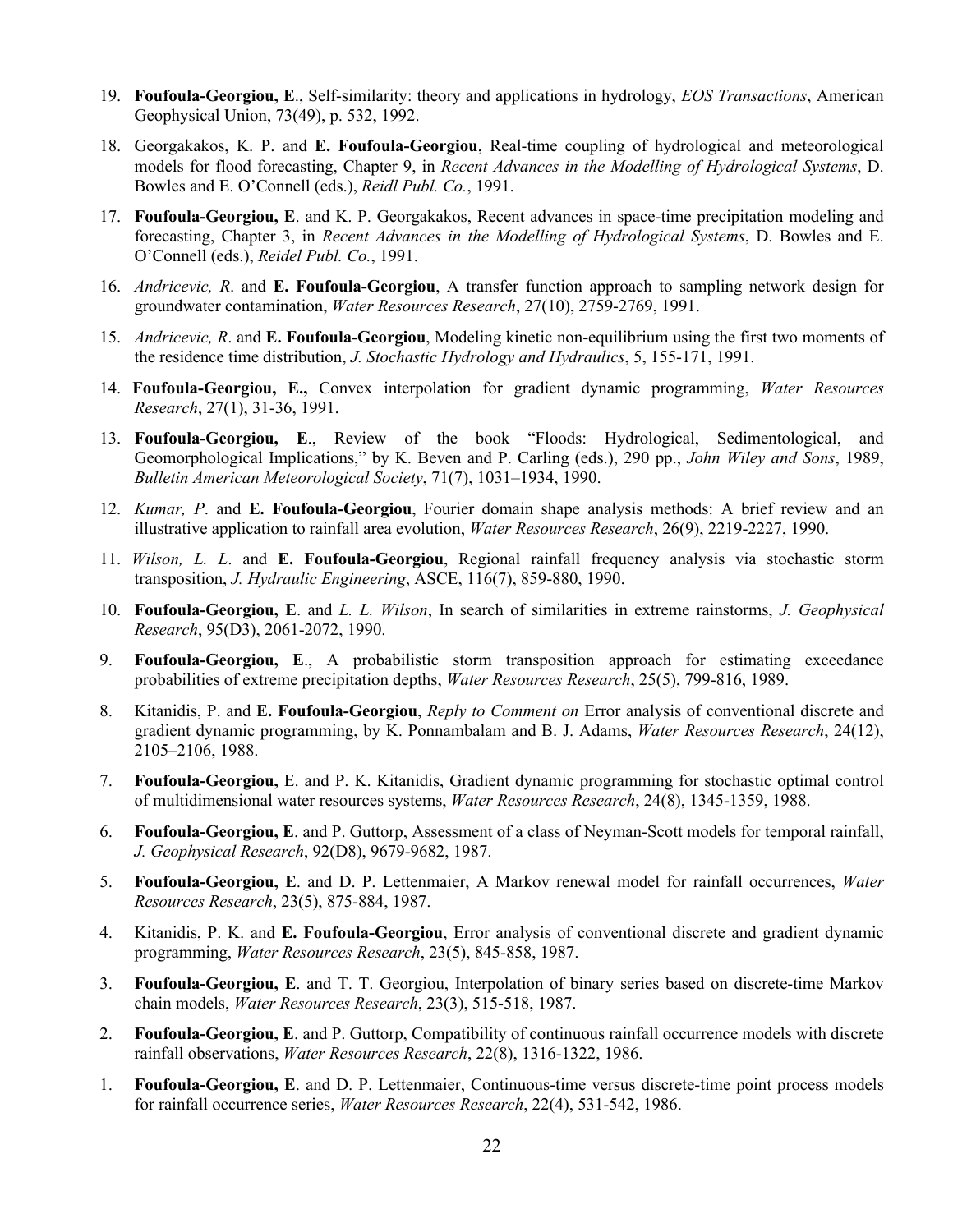19. **Foufoula-Georgiou, E**., Self-similarity: theory and applications in hydrology, *EOS Transactions*, American Geophysical Union, 73(49), p. 532, 1992.

18. Georgakakos, K. P. and **E. Foufoula-Georgiou**, Real-time coupling of hydrological and meteorological models for flood forecasting, Chapter 9, in *Recent Advances in the Modelling of Hydrological Systems*, D. Bowles and E. O'Connell (eds.), *Reidl Publ. Co.*, 1991.

17. **Foufoula-Georgiou, E**. and K. P. Georgakakos, Recent advances in space-time precipitation modeling and forecasting, Chapter 3, in *Recent Advances in the Modelling of Hydrological Systems*, D. Bowles and E. O'Connell (eds.), *Reidel Publ. Co.*, 1991.

16. *Andricevic, R*. and **E. Foufoula-Georgiou**, A transfer function approach to sampling network design for groundwater contamination, *Water Resources Research*, 27(10), 2759-2769, 1991.

15. *Andricevic, R*. and **E. Foufoula-Georgiou**, Modeling kinetic non-equilibrium using the first two moments of the residence time distribution, *J. Stochastic Hydrology and Hydraulics*, 5, 155-171, 1991.

14. **Foufoula-Georgiou, E.,** Convex interpolation for gradient dynamic programming, *Water Resources Research*, 27(1), 31-36, 1991.

13. **Foufoula-Georgiou, E**., Review of the book "Floods: Hydrological, Sedimentological, and Geomorphological Implications," by K. Beven and P. Carling (eds.), 290 pp., *John Wiley and Sons*, 1989, *Bulletin American Meteorological Society*, 71(7), 1031–1934, 1990.

12. *Kumar, P*. and **E. Foufoula-Georgiou**, Fourier domain shape analysis methods: A brief review and an illustrative application to rainfall area evolution, *Water Resources Research*, 26(9), 2219-2227, 1990.

11. *Wilson, L. L*. and **E. Foufoula-Georgiou**, Regional rainfall frequency analysis via stochastic storm transposition, *J. Hydraulic Engineering*, ASCE, 116(7), 859-880, 1990.

10. **Foufoula-Georgiou, E**. and *L. L. Wilson*, In search of similarities in extreme rainstorms, *J. Geophysical Research*, 95(D3), 2061-2072, 1990.

9. **Foufoula-Georgiou, E**., A probabilistic storm transposition approach for estimating exceedance probabilities of extreme precipitation depths, *Water Resources Research*, 25(5), 799-816, 1989.

8. Kitanidis, P. and **E. Foufoula-Georgiou**, *Reply to Comment on* Error analysis of conventional discrete and gradient dynamic programming, by K. Ponnambalam and B. J. Adams, *Water Resources Research*, 24(12), 2105–2106, 1988.

7. **Foufoula-Georgiou,** E. and P. K. Kitanidis, Gradient dynamic programming for stochastic optimal control of multidimensional water resources systems, *Water Resources Research*, 24(8), 1345-1359, 1988.

6. **Foufoula-Georgiou, E**. and P. Guttorp, Assessment of a class of Neyman-Scott models for temporal rainfall, *J. Geophysical Research*, 92(D8), 9679-9682, 1987.

5. **Foufoula-Georgiou, E**. and D. P. Lettenmaier, A Markov renewal model for rainfall occurrences, *Water Resources Research*, 23(5), 875-884, 1987.

4. Kitanidis, P. K. and **E. Foufoula-Georgiou**, Error analysis of conventional discrete and gradient dynamic programming, *Water Resources Research*, 23(5), 845-858, 1987.

3. **Foufoula-Georgiou, E**. and T. T. Georgiou, Interpolation of binary series based on discrete-time Markov chain models, *Water Resources Research*, 23(3), 515-518, 1987.

2. **Foufoula-Georgiou, E**. and P. Guttorp, Compatibility of continuous rainfall occurrence models with discrete rainfall observations, *Water Resources Research*, 22(8), 1316-1322, 1986.

1. **Foufoula-Georgiou, E**. and D. P. Lettenmaier, Continuous-time versus discrete-time point process models for rainfall occurrence series, *Water Resources Research*, 22(4), 531-542, 1986.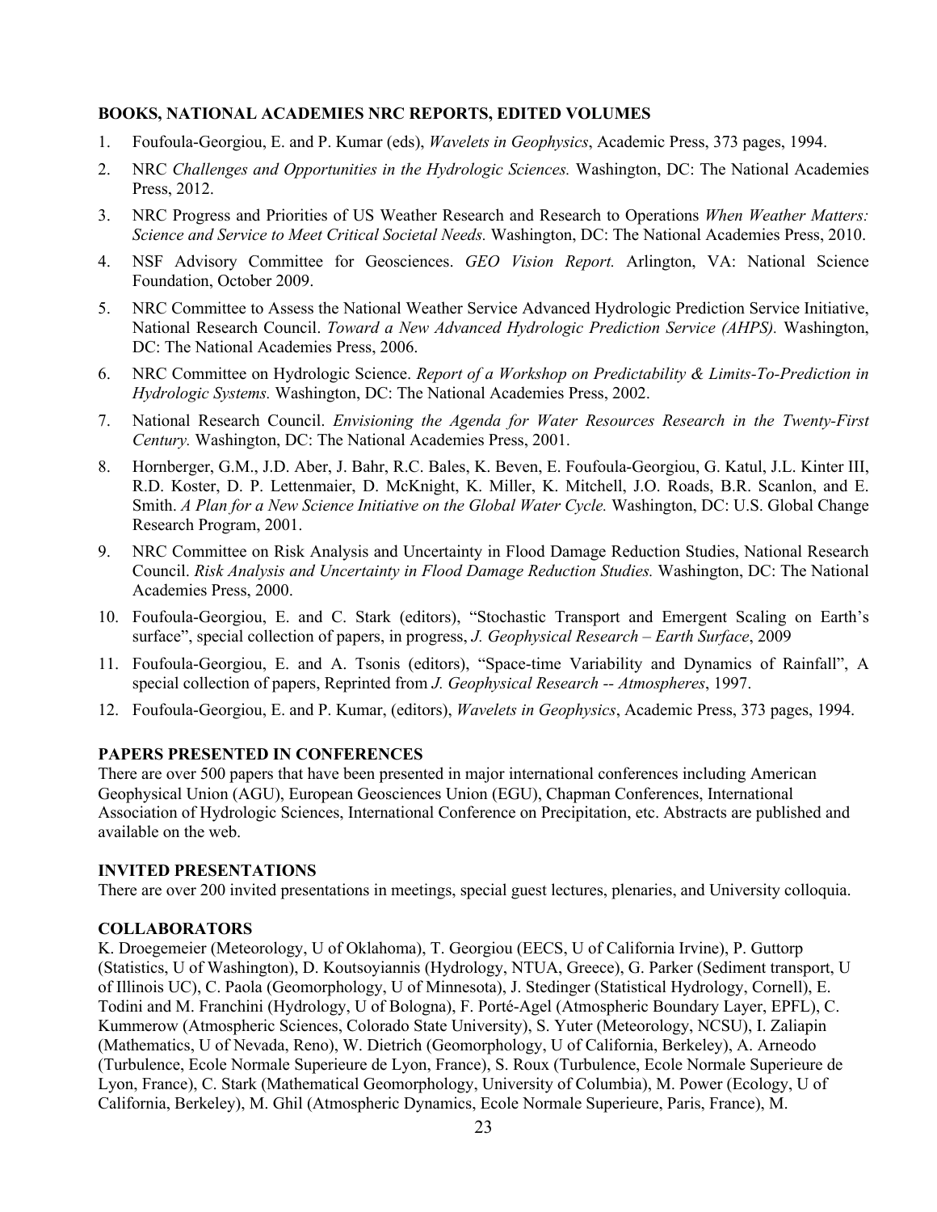**BOOKS, NATIONAL ACADEMIES NRC REPORTS, EDITED VOLUMES**

1. Foufoula-Georgiou, E. and P. Kumar (eds), *Wavelets in Geophysics*, Academic Press, 373 pages, 1994.
2. NRC *Challenges and Opportunities in the Hydrologic Sciences.* Washington, DC: The National Academies Press, 2012.
3. NRC Progress and Priorities of US Weather Research and Research to Operations *When Weather Matters: Science and Service to Meet Critical Societal Needs.* Washington, DC: The National Academies Press, 2010.
4. NSF Advisory Committee for Geosciences. *GEO Vision Report.* Arlington, VA: National Science Foundation, October 2009.
5. NRC Committee to Assess the National Weather Service Advanced Hydrologic Prediction Service Initiative, National Research Council. *Toward a New Advanced Hydrologic Prediction Service (AHPS).* Washington, DC: The National Academies Press, 2006.
6. NRC Committee on Hydrologic Science. *Report of a Workshop on Predictability & Limits-To-Prediction in Hydrologic Systems.* Washington, DC: The National Academies Press, 2002.
7. National Research Council. *Envisioning the Agenda for Water Resources Research in the Twenty-First Century.* Washington, DC: The National Academies Press, 2001.
8. Hornberger, G.M., J.D. Aber, J. Bahr, R.C. Bales, K. Beven, E. Foufoula-Georgiou, G. Katul, J.L. Kinter III, R.D. Koster, D. P. Lettenmaier, D. McKnight, K. Miller, K. Mitchell, J.O. Roads, B.R. Scanlon, and E. Smith. *A Plan for a New Science Initiative on the Global Water Cycle.* Washington, DC: U.S. Global Change Research Program, 2001.
9. NRC Committee on Risk Analysis and Uncertainty in Flood Damage Reduction Studies, National Research Council. *Risk Analysis and Uncertainty in Flood Damage Reduction Studies.* Washington, DC: The National Academies Press, 2000.
10. Foufoula-Georgiou, E. and C. Stark (editors), "Stochastic Transport and Emergent Scaling on Earth's surface", special collection of papers, in progress, *J. Geophysical Research – Earth Surface*, 2009
11. Foufoula-Georgiou, E. and A. Tsonis (editors), "Space-time Variability and Dynamics of Rainfall", A special collection of papers, Reprinted from *J. Geophysical Research -- Atmospheres*, 1997.
12. Foufoula-Georgiou, E. and P. Kumar, (editors), *Wavelets in Geophysics*, Academic Press, 373 pages, 1994.

**PAPERS PRESENTED IN CONFERENCES**

There are over 500 papers that have been presented in major international conferences including American Geophysical Union (AGU), European Geosciences Union (EGU), Chapman Conferences, International Association of Hydrologic Sciences, International Conference on Precipitation, etc. Abstracts are published and available on the web.

**INVITED PRESENTATIONS**

There are over 200 invited presentations in meetings, special guest lectures, plenaries, and University colloquia.

**COLLABORATORS**

K. Droegemeier (Meteorology, U of Oklahoma), T. Georgiou (EECS, U of California Irvine), P. Guttorp (Statistics, U of Washington), D. Koutsoyiannis (Hydrology, NTUA, Greece), G. Parker (Sediment transport, U of Illinois UC), C. Paola (Geomorphology, U of Minnesota), J. Stedinger (Statistical Hydrology, Cornell), E. Todini and M. Franchini (Hydrology, U of Bologna), F. Porté-Agel (Atmospheric Boundary Layer, EPFL), C. Kummerow (Atmospheric Sciences, Colorado State University), S. Yuter (Meteorology, NCSU), I. Zaliapin (Mathematics, U of Nevada, Reno), W. Dietrich (Geomorphology, U of California, Berkeley), A. Arneodo (Turbulence, Ecole Normale Superieure de Lyon, France), S. Roux (Turbulence, Ecole Normale Superieure de Lyon, France), C. Stark (Mathematical Geomorphology, University of Columbia), M. Power (Ecology, U of California, Berkeley), M. Ghil (Atmospheric Dynamics, Ecole Normale Superieure, Paris, France), M.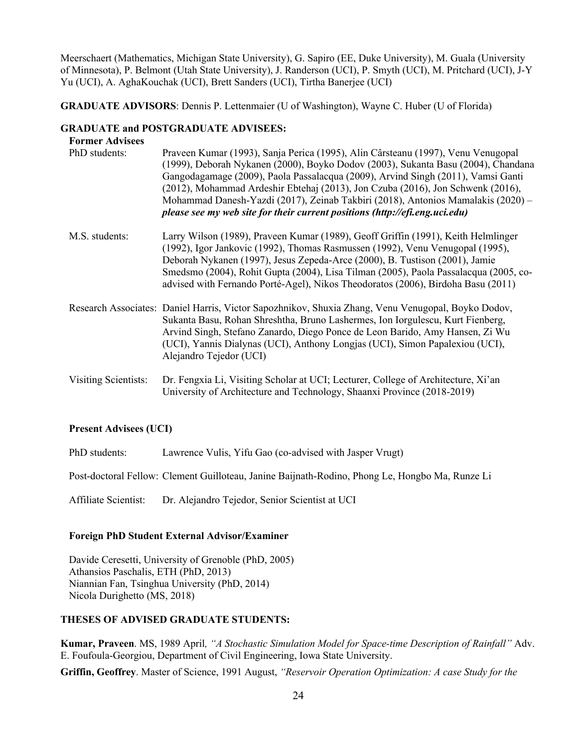Meerschaert (Mathematics, Michigan State University), G. Sapiro (EE, Duke University), M. Guala (University of Minnesota), P. Belmont (Utah State University), J. Randerson (UCI), P. Smyth (UCI), M. Pritchard (UCI), J-Y Yu (UCI), A. AghaKouchak (UCI), Brett Sanders (UCI), Tirtha Banerjee (UCI)

**GRADUATE ADVISORS**: Dennis P. Lettenmaier (U of Washington), Wayne C. Huber (U of Florida)

## GRADUATE and POSTGRADUATE ADVISEES:

### Former Advisees

PhD students: Praveen Kumar (1993), Sanja Perica (1995), Alin Cârsteanu (1997), Venu Venugopal (1999), Deborah Nykanen (2000), Boyko Dodov (2003), Sukanta Basu (2004), Chandana Gangodagamage (2009), Paola Passalacqua (2009), Arvind Singh (2011), Vamsi Ganti (2012), Mohammad Ardeshir Ebtehaj (2013), Jon Czuba (2016), Jon Schwenk (2016), Mohammad Danesh-Yazdi (2017), Zeinab Takbiri (2018), Antonios Mamalakis (2020) – ***please see my web site for their current positions (http://efi.eng.uci.edu)***

M.S. students: Larry Wilson (1989), Praveen Kumar (1989), Geoff Griffin (1991), Keith Helmlinger (1992), Igor Jankovic (1992), Thomas Rasmussen (1992), Venu Venugopal (1995), Deborah Nykanen (1997), Jesus Zepeda-Arce (2000), B. Tustison (2001), Jamie Smedsmo (2004), Rohit Gupta (2004), Lisa Tilman (2005), Paola Passalacqua (2005, co-advised with Fernando Porté-Agel), Nikos Theodoratos (2006), Birdoha Basu (2011)

Research Associates: Daniel Harris, Victor Sapozhnikov, Shuxia Zhang, Venu Venugopal, Boyko Dodov, Sukanta Basu, Rohan Shreshtha, Bruno Lashermes, Ion Iorgulescu, Kurt Fienberg, Arvind Singh, Stefano Zanardo, Diego Ponce de Leon Barido, Amy Hansen, Zi Wu (UCI), Yannis Dialynas (UCI), Anthony Longjas (UCI), Simon Papalexiou (UCI), Alejandro Tejedor (UCI)

Visiting Scientists: Dr. Fengxia Li, Visiting Scholar at UCI; Lecturer, College of Architecture, Xi'an University of Architecture and Technology, Shaanxi Province (2018-2019)

### Present Advisees (UCI)

PhD students: Lawrence Vulis, Yifu Gao (co-advised with Jasper Vrugt)

Post-doctoral Fellow: Clement Guilloteau, Janine Baijnath-Rodino, Phong Le, Hongbo Ma, Runze Li

Affiliate Scientist: Dr. Alejandro Tejedor, Senior Scientist at UCI

### Foreign PhD Student External Advisor/Examiner

Davide Ceresetti, University of Grenoble (PhD, 2005)
Athansios Paschalis, ETH (PhD, 2013)
Niannian Fan, Tsinghua University (PhD, 2014)
Nicola Durighetto (MS, 2018)

## THESES OF ADVISED GRADUATE STUDENTS:

**Kumar, Praveen**. MS, 1989 April*, "A Stochastic Simulation Model for Space-time Description of Rainfall"* Adv. E. Foufoula-Georgiou, Department of Civil Engineering, Iowa State University.

**Griffin, Geoffrey**. Master of Science, 1991 August, *"Reservoir Operation Optimization: A case Study for the*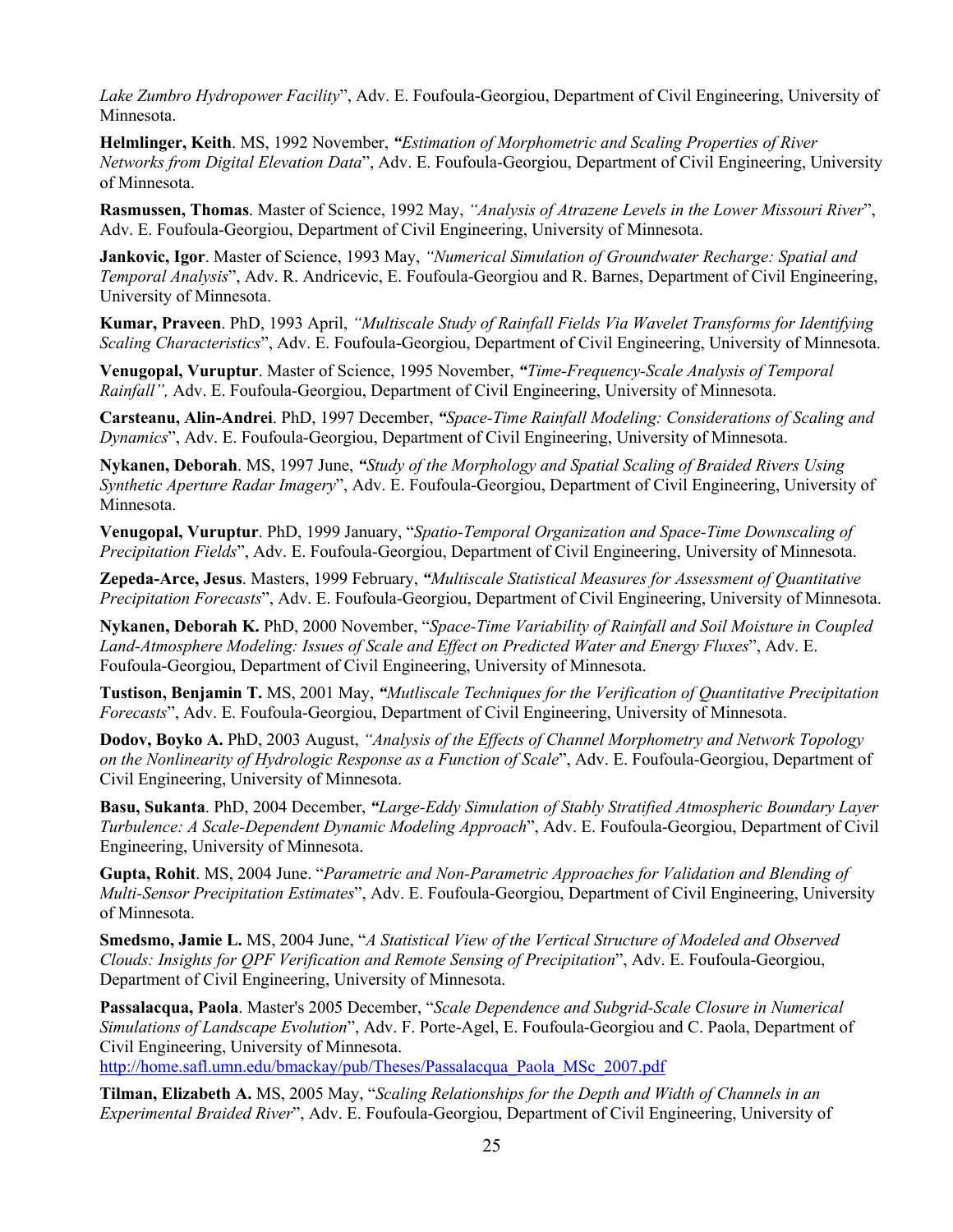*Lake Zumbro Hydropower Facility*", Adv. E. Foufoula-Georgiou, Department of Civil Engineering, University of Minnesota.

**Helmlinger, Keith**. MS, 1992 November, *"Estimation of Morphometric and Scaling Properties of River Networks from Digital Elevation Data*", Adv. E. Foufoula-Georgiou, Department of Civil Engineering, University of Minnesota.

**Rasmussen, Thomas**. Master of Science, 1992 May, *"Analysis of Atrazene Levels in the Lower Missouri River*", Adv. E. Foufoula-Georgiou, Department of Civil Engineering, University of Minnesota.

**Jankovic, Igor**. Master of Science, 1993 May, *"Numerical Simulation of Groundwater Recharge: Spatial and Temporal Analysis*", Adv. R. Andricevic, E. Foufoula-Georgiou and R. Barnes, Department of Civil Engineering, University of Minnesota.

**Kumar, Praveen**. PhD, 1993 April, *"Multiscale Study of Rainfall Fields Via Wavelet Transforms for Identifying Scaling Characteristics*", Adv. E. Foufoula-Georgiou, Department of Civil Engineering, University of Minnesota.

**Venugopal, Vuruptur**. Master of Science, 1995 November, *"Time-Frequency-Scale Analysis of Temporal Rainfall",* Adv. E. Foufoula-Georgiou, Department of Civil Engineering, University of Minnesota.

**Carsteanu, Alin-Andrei**. PhD, 1997 December, *"Space-Time Rainfall Modeling: Considerations of Scaling and Dynamics*", Adv. E. Foufoula-Georgiou, Department of Civil Engineering, University of Minnesota.

**Nykanen, Deborah**. MS, 1997 June, *"Study of the Morphology and Spatial Scaling of Braided Rivers Using Synthetic Aperture Radar Imagery*", Adv. E. Foufoula-Georgiou, Department of Civil Engineering, University of Minnesota.

**Venugopal, Vuruptur**. PhD, 1999 January, "*Spatio-Temporal Organization and Space-Time Downscaling of Precipitation Fields*", Adv. E. Foufoula-Georgiou, Department of Civil Engineering, University of Minnesota.

**Zepeda-Arce, Jesus**. Masters, 1999 February, *"Multiscale Statistical Measures for Assessment of Quantitative Precipitation Forecasts*", Adv. E. Foufoula-Georgiou, Department of Civil Engineering, University of Minnesota.

**Nykanen, Deborah K.** PhD, 2000 November, "*Space-Time Variability of Rainfall and Soil Moisture in Coupled Land-Atmosphere Modeling: Issues of Scale and Effect on Predicted Water and Energy Fluxes*", Adv. E. Foufoula-Georgiou, Department of Civil Engineering, University of Minnesota.

**Tustison, Benjamin T.** MS, 2001 May, *"Mutliscale Techniques for the Verification of Quantitative Precipitation Forecasts*", Adv. E. Foufoula-Georgiou, Department of Civil Engineering, University of Minnesota.

**Dodov, Boyko A.** PhD, 2003 August, *"Analysis of the Effects of Channel Morphometry and Network Topology on the Nonlinearity of Hydrologic Response as a Function of Scale*", Adv. E. Foufoula-Georgiou, Department of Civil Engineering, University of Minnesota.

**Basu, Sukanta**. PhD, 2004 December, *"Large-Eddy Simulation of Stably Stratified Atmospheric Boundary Layer Turbulence: A Scale-Dependent Dynamic Modeling Approach*", Adv. E. Foufoula-Georgiou, Department of Civil Engineering, University of Minnesota.

**Gupta, Rohit**. MS, 2004 June. "*Parametric and Non-Parametric Approaches for Validation and Blending of Multi-Sensor Precipitation Estimates*", Adv. E. Foufoula-Georgiou, Department of Civil Engineering, University of Minnesota.

**Smedsmo, Jamie L.** MS, 2004 June, "*A Statistical View of the Vertical Structure of Modeled and Observed Clouds: Insights for QPF Verification and Remote Sensing of Precipitation*", Adv. E. Foufoula-Georgiou, Department of Civil Engineering, University of Minnesota.

**Passalacqua, Paola**. Master's 2005 December, "*Scale Dependence and Subgrid-Scale Closure in Numerical Simulations of Landscape Evolution*", Adv. F. Porte-Agel, E. Foufoula-Georgiou and C. Paola, Department of Civil Engineering, University of Minnesota.
http://home.safl.umn.edu/bmackay/pub/Theses/Passalacqua_Paola_MSc_2007.pdf

**Tilman, Elizabeth A.** MS, 2005 May, "*Scaling Relationships for the Depth and Width of Channels in an Experimental Braided River*", Adv. E. Foufoula-Georgiou, Department of Civil Engineering, University of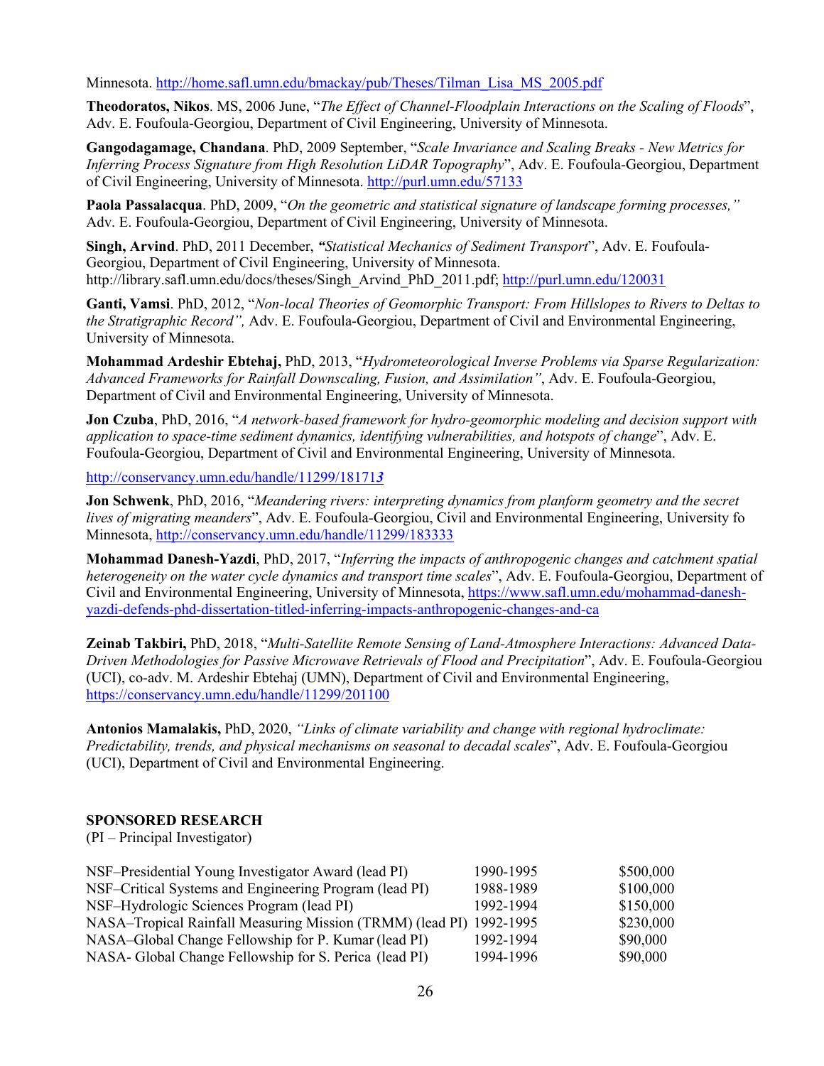Minnesota. http://home.safl.umn.edu/bmackay/pub/Theses/Tilman_Lisa_MS_2005.pdf

**Theodoratos, Nikos**. MS, 2006 June, "*The Effect of Channel-Floodplain Interactions on the Scaling of Floods*", Adv. E. Foufoula-Georgiou, Department of Civil Engineering, University of Minnesota.

**Gangodagamage, Chandana**. PhD, 2009 September, "*Scale Invariance and Scaling Breaks - New Metrics for Inferring Process Signature from High Resolution LiDAR Topography*", Adv. E. Foufoula-Georgiou, Department of Civil Engineering, University of Minnesota. http://purl.umn.edu/57133

**Paola Passalacqua**. PhD, 2009, "*On the geometric and statistical signature of landscape forming processes,*" Adv. E. Foufoula-Georgiou, Department of Civil Engineering, University of Minnesota.

**Singh, Arvind**. PhD, 2011 December, ***"****Statistical Mechanics of Sediment Transport*", Adv. E. Foufoula-Georgiou, Department of Civil Engineering, University of Minnesota. http://library.safl.umn.edu/docs/theses/Singh_Arvind_PhD_2011.pdf; http://purl.umn.edu/120031

**Ganti, Vamsi**. PhD, 2012, "*Non-local Theories of Geomorphic Transport: From Hillslopes to Rivers to Deltas to the Stratigraphic Record",* Adv. E. Foufoula-Georgiou, Department of Civil and Environmental Engineering, University of Minnesota.

**Mohammad Ardeshir Ebtehaj,** PhD, 2013, "*Hydrometeorological Inverse Problems via Sparse Regularization: Advanced Frameworks for Rainfall Downscaling, Fusion, and Assimilation"*, Adv. E. Foufoula-Georgiou, Department of Civil and Environmental Engineering, University of Minnesota.

**Jon Czuba**, PhD, 2016, "*A network-based framework for hydro-geomorphic modeling and decision support with application to space-time sediment dynamics, identifying vulnerabilities, and hotspots of change*", Adv. E. Foufoula-Georgiou, Department of Civil and Environmental Engineering, University of Minnesota.

http://conservancy.umn.edu/handle/11299/18171***3***

**Jon Schwenk**, PhD, 2016, "*Meandering rivers: interpreting dynamics from planform geometry and the secret lives of migrating meanders*", Adv. E. Foufoula-Georgiou, Civil and Environmental Engineering, University fo Minnesota, http://conservancy.umn.edu/handle/11299/183333

**Mohammad Danesh-Yazdi**, PhD, 2017, "*Inferring the impacts of anthropogenic changes and catchment spatial heterogeneity on the water cycle dynamics and transport time scales*", Adv. E. Foufoula-Georgiou, Department of Civil and Environmental Engineering, University of Minnesota, https://www.safl.umn.edu/mohammad-danesh-yazdi-defends-phd-dissertation-titled-inferring-impacts-anthropogenic-changes-and-ca

**Zeinab Takbiri,** PhD, 2018, "*Multi-Satellite Remote Sensing of Land-Atmosphere Interactions: Advanced Data-Driven Methodologies for Passive Microwave Retrievals of Flood and Precipitation*", Adv. E. Foufoula-Georgiou (UCI), co-adv. M. Ardeshir Ebtehaj (UMN), Department of Civil and Environmental Engineering, https://conservancy.umn.edu/handle/11299/201100

**Antonios Mamalakis,** PhD, 2020, *"Links of climate variability and change with regional hydroclimate: Predictability, trends, and physical mechanisms on seasonal to decadal scales*", Adv. E. Foufoula-Georgiou (UCI), Department of Civil and Environmental Engineering.

**SPONSORED RESEARCH**

(PI – Principal Investigator)

| | | |
|---|---|---|
| NSF–Presidential Young Investigator Award (lead PI) | 1990-1995 | $500,000 |
| NSF–Critical Systems and Engineering Program (lead PI) | 1988-1989 | $100,000 |
| NSF–Hydrologic Sciences Program (lead PI) | 1992-1994 | $150,000 |
| NASA–Tropical Rainfall Measuring Mission (TRMM) (lead PI) | 1992-1995 | $230,000 |
| NASA–Global Change Fellowship for P. Kumar (lead PI) | 1992-1994 | $90,000 |
| NASA- Global Change Fellowship for S. Perica (lead PI) | 1994-1996 | $90,000 |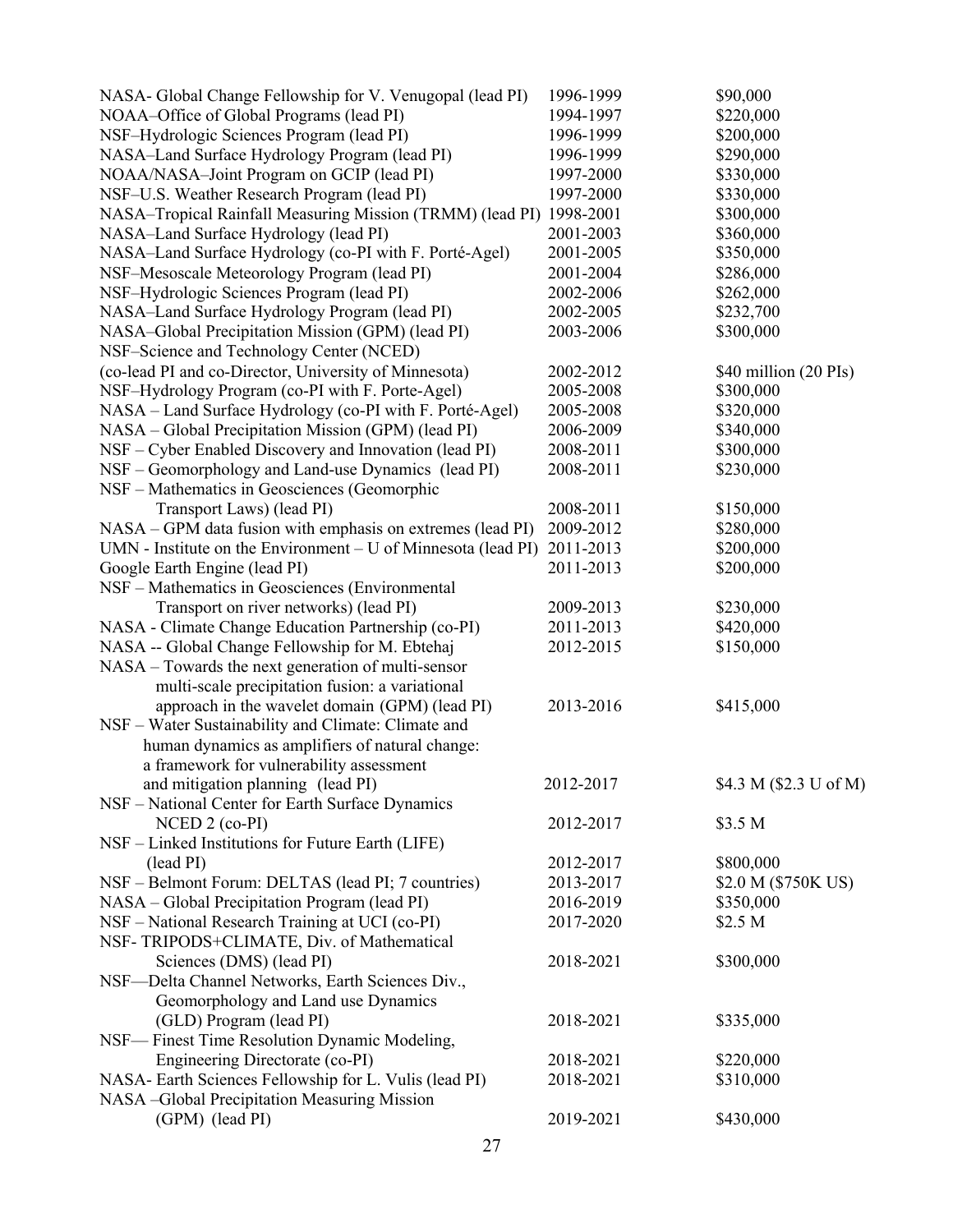| | | |
|---|---|---|
| NASA- Global Change Fellowship for V. Venugopal (lead PI) | 1996-1999 | $90,000 |
| NOAA–Office of Global Programs (lead PI) | 1994-1997 | $220,000 |
| NSF–Hydrologic Sciences Program (lead PI) | 1996-1999 | $200,000 |
| NASA–Land Surface Hydrology Program (lead PI) | 1996-1999 | $290,000 |
| NOAA/NASA–Joint Program on GCIP (lead PI) | 1997-2000 | $330,000 |
| NSF–U.S. Weather Research Program (lead PI) | 1997-2000 | $330,000 |
| NASA–Tropical Rainfall Measuring Mission (TRMM) (lead PI) | 1998-2001 | $300,000 |
| NASA–Land Surface Hydrology (lead PI) | 2001-2003 | $360,000 |
| NASA–Land Surface Hydrology (co-PI with F. Porté-Agel) | 2001-2005 | $350,000 |
| NSF–Mesoscale Meteorology Program (lead PI) | 2001-2004 | $286,000 |
| NSF–Hydrologic Sciences Program (lead PI) | 2002-2006 | $262,000 |
| NASA–Land Surface Hydrology Program (lead PI) | 2002-2005 | $232,700 |
| NASA–Global Precipitation Mission (GPM) (lead PI) | 2003-2006 | $300,000 |
| NSF–Science and Technology Center (NCED) (co-lead PI and co-Director, University of Minnesota) | 2002-2012 | $40 million (20 PIs) |
| NSF–Hydrology Program (co-PI with F. Porte-Agel) | 2005-2008 | $300,000 |
| NASA – Land Surface Hydrology (co-PI with F. Porté-Agel) | 2005-2008 | $320,000 |
| NASA – Global Precipitation Mission (GPM) (lead PI) | 2006-2009 | $340,000 |
| NSF – Cyber Enabled Discovery and Innovation (lead PI) | 2008-2011 | $300,000 |
| NSF – Geomorphology and Land-use Dynamics (lead PI) | 2008-2011 | $230,000 |
| NSF – Mathematics in Geosciences (Geomorphic Transport Laws) (lead PI) | 2008-2011 | $150,000 |
| NASA – GPM data fusion with emphasis on extremes (lead PI) | 2009-2012 | $280,000 |
| UMN - Institute on the Environment – U of Minnesota (lead PI) | 2011-2013 | $200,000 |
| Google Earth Engine (lead PI) | 2011-2013 | $200,000 |
| NSF – Mathematics in Geosciences (Environmental Transport on river networks) (lead PI) | 2009-2013 | $230,000 |
| NASA - Climate Change Education Partnership (co-PI) | 2011-2013 | $420,000 |
| NASA -- Global Change Fellowship for M. Ebtehaj | 2012-2015 | $150,000 |
| NASA – Towards the next generation of multi-sensor multi-scale precipitation fusion: a variational approach in the wavelet domain (GPM) (lead PI) | 2013-2016 | $415,000 |
| NSF – Water Sustainability and Climate: Climate and human dynamics as amplifiers of natural change: a framework for vulnerability assessment and mitigation planning (lead PI) | 2012-2017 | $4.3 M ($2.3 U of M) |
| NSF – National Center for Earth Surface Dynamics NCED 2 (co-PI) | 2012-2017 | $3.5 M |
| NSF – Linked Institutions for Future Earth (LIFE) (lead PI) | 2012-2017 | $800,000 |
| NSF – Belmont Forum: DELTAS (lead PI; 7 countries) | 2013-2017 | $2.0 M ($750K US) |
| NASA – Global Precipitation Program (lead PI) | 2016-2019 | $350,000 |
| NSF – National Research Training at UCI (co-PI) | 2017-2020 | $2.5 M |
| NSF- TRIPODS+CLIMATE, Div. of Mathematical Sciences (DMS) (lead PI) | 2018-2021 | $300,000 |
| NSF—Delta Channel Networks, Earth Sciences Div., Geomorphology and Land use Dynamics (GLD) Program (lead PI) | 2018-2021 | $335,000 |
| NSF— Finest Time Resolution Dynamic Modeling, Engineering Directorate (co-PI) | 2018-2021 | $220,000 |
| NASA- Earth Sciences Fellowship for L. Vulis (lead PI) | 2018-2021 | $310,000 |
| NASA –Global Precipitation Measuring Mission (GPM) (lead PI) | 2019-2021 | $430,000 |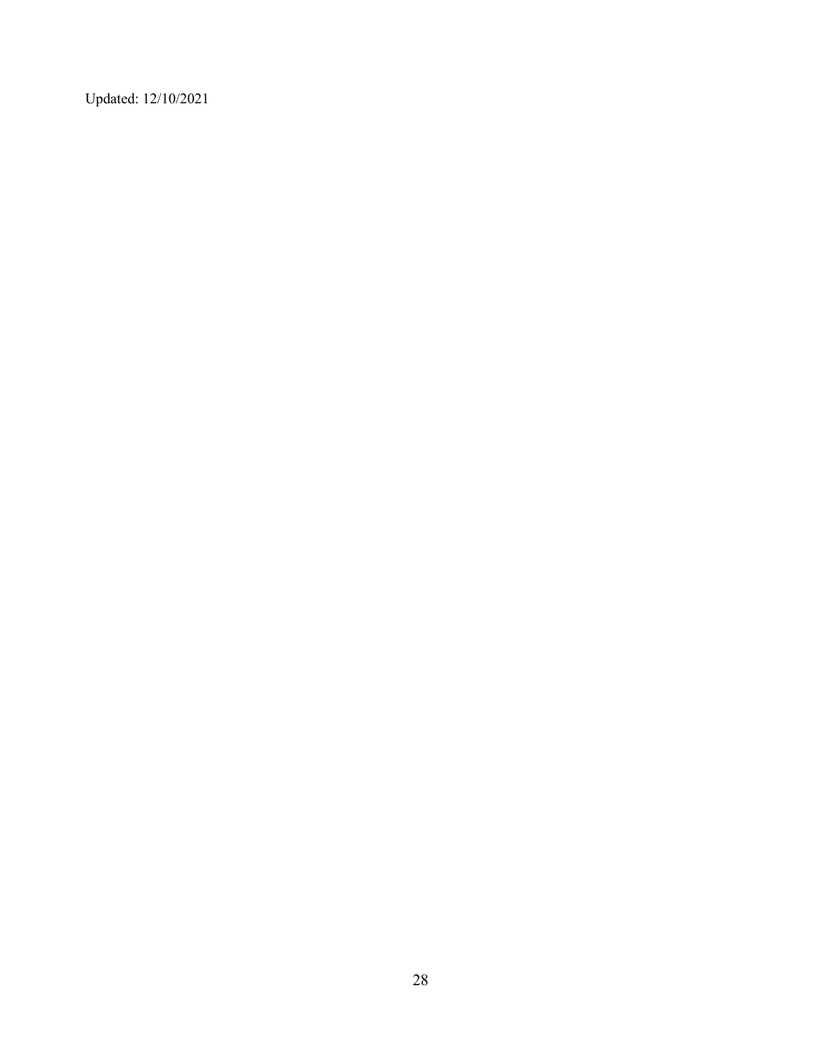Updated: 12/10/2021